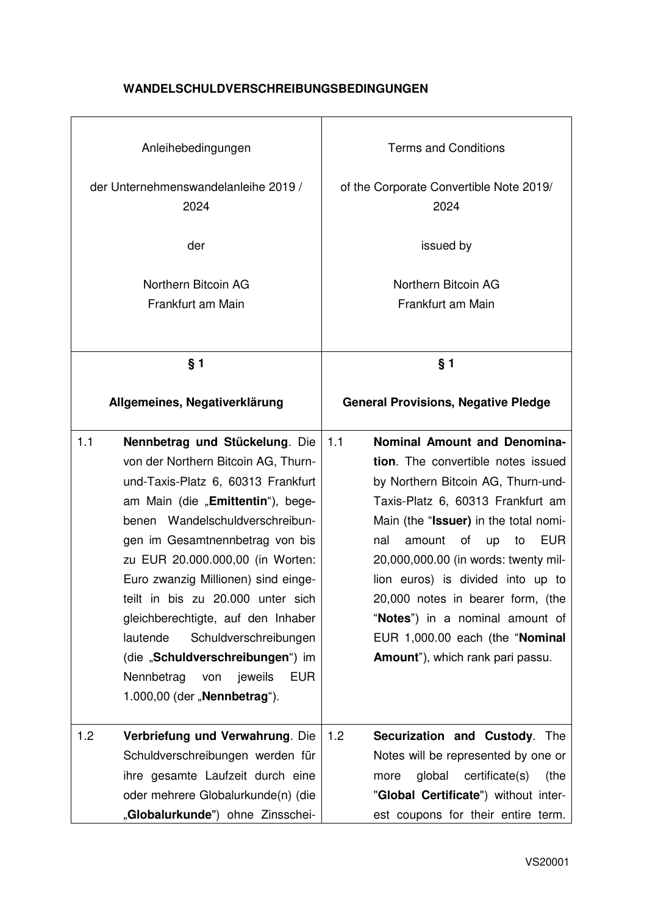## WANDELSCHULDVERSCHREIBUNGSBEDINGUNGEN

| Anleihebedingungen<br><br>der Unternehmenswandelanleihe 2019 / 2024<br><br>der<br><br>Northern Bitcoin AG<br>Frankfurt am Main | Terms and Conditions<br><br>of the Corporate Convertible Note 2019/ 2024<br><br>issued by<br><br>Northern Bitcoin AG<br>Frankfurt am Main |
|---|---|
| **§ 1**<br><br>**Allgemeines, Negativerklärung** | **§ 1**<br><br>**General Provisions, Negative Pledge** |
| 1.1 **Nennbetrag und Stückelung**. Die von der Northern Bitcoin AG, Thurn-und-Taxis-Platz 6, 60313 Frankfurt am Main (die „**Emittentin**"), begebenen Wandelschuldverschreibungen im Gesamtnennbetrag von bis zu EUR 20.000.000,00 (in Worten: Euro zwanzig Millionen) sind eingeteilt in bis zu 20.000 unter sich gleichberechtigte, auf den Inhaber lautende Schuldverschreibungen (die „**Schuldverschreibungen**") im Nennbetrag von jeweils EUR 1.000,00 (der „**Nennbetrag**"). | 1.1 **Nominal Amount and Denomination**. The convertible notes issued by Northern Bitcoin AG, Thurn-und-Taxis-Platz 6, 60313 Frankfurt am Main (the "**Issuer)** in the total nominal amount of up to EUR 20,000,000.00 (in words: twenty million euros) is divided into up to 20,000 notes in bearer form, (the "**Notes**") in a nominal amount of EUR 1,000.00 each (the "**Nominal Amount**"), which rank pari passu. |
| 1.2 **Verbriefung und Verwahrung**. Die Schuldverschreibungen werden für ihre gesamte Laufzeit durch eine oder mehrere Globalurkunde(n) (die „**Globalurkunde**") ohne Zinsschei- | 1.2 **Securization and Custody**. The Notes will be represented by one or more global certificate(s) (the "**Global Certificate**") without interest coupons for their entire term. |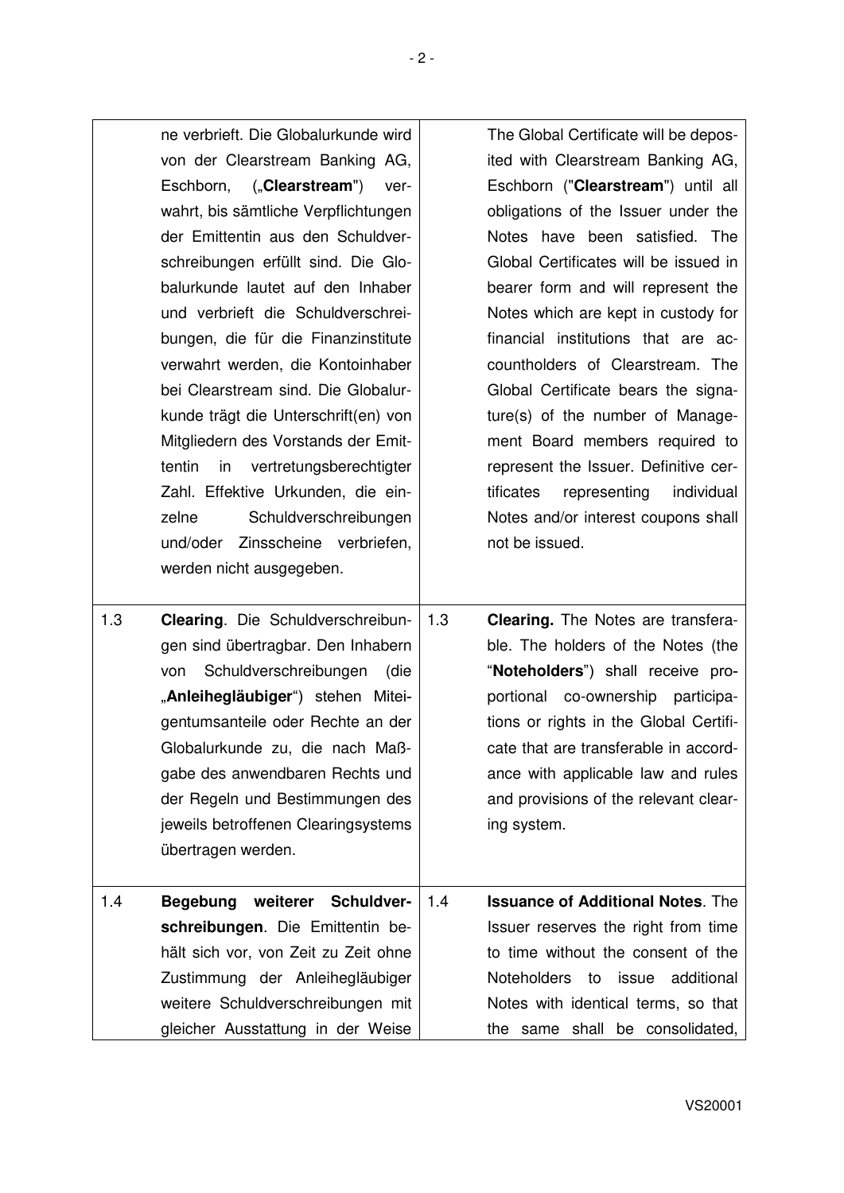| | German | | English |
|---|---|---|---|
| | ne verbrieft. Die Globalurkunde wird von der Clearstream Banking AG, Eschborn, („**Clearstream**") verwahrt, bis sämtliche Verpflichtungen der Emittentin aus den Schuldverschreibungen erfüllt sind. Die Globalurkunde lautet auf den Inhaber und verbrieft die Schuldverschreibungen, die für die Finanzinstitute verwahrt werden, die Kontoinhaber bei Clearstream sind. Die Globalurkunde trägt die Unterschrift(en) von Mitgliedern des Vorstands der Emittentin in vertretungsberechtigter Zahl. Effektive Urkunden, die einzelne Schuldverschreibungen und/oder Zinsscheine verbriefen, werden nicht ausgegeben. | | The Global Certificate will be deposited with Clearstream Banking AG, Eschborn ("**Clearstream**") until all obligations of the Issuer under the Notes have been satisfied. The Global Certificates will be issued in bearer form and will represent the Notes which are kept in custody for financial institutions that are accountholders of Clearstream. The Global Certificate bears the signature(s) of the number of Management Board members required to represent the Issuer. Definitive certificates representing individual Notes and/or interest coupons shall not be issued. |
| 1.3 | **Clearing**. Die Schuldverschreibungen sind übertragbar. Den Inhabern von Schuldverschreibungen (die „**Anleihegläubiger**") stehen Miteigentumsanteile oder Rechte an der Globalurkunde zu, die nach Maßgabe des anwendbaren Rechts und der Regeln und Bestimmungen des jeweils betroffenen Clearingsystems übertragen werden. | 1.3 | **Clearing.** The Notes are transferable. The holders of the Notes (the "**Noteholders**") shall receive proportional co-ownership participations or rights in the Global Certificate that are transferable in accordance with applicable law and rules and provisions of the relevant clearing system. |
| 1.4 | **Begebung weiterer Schuldverschreibungen**. Die Emittentin behält sich vor, von Zeit zu Zeit ohne Zustimmung der Anleihegläubiger weitere Schuldverschreibungen mit gleicher Ausstattung in der Weise | 1.4 | **Issuance of Additional Notes**. The Issuer reserves the right from time to time without the consent of the Noteholders to issue additional Notes with identical terms, so that the same shall be consolidated, |

VS20001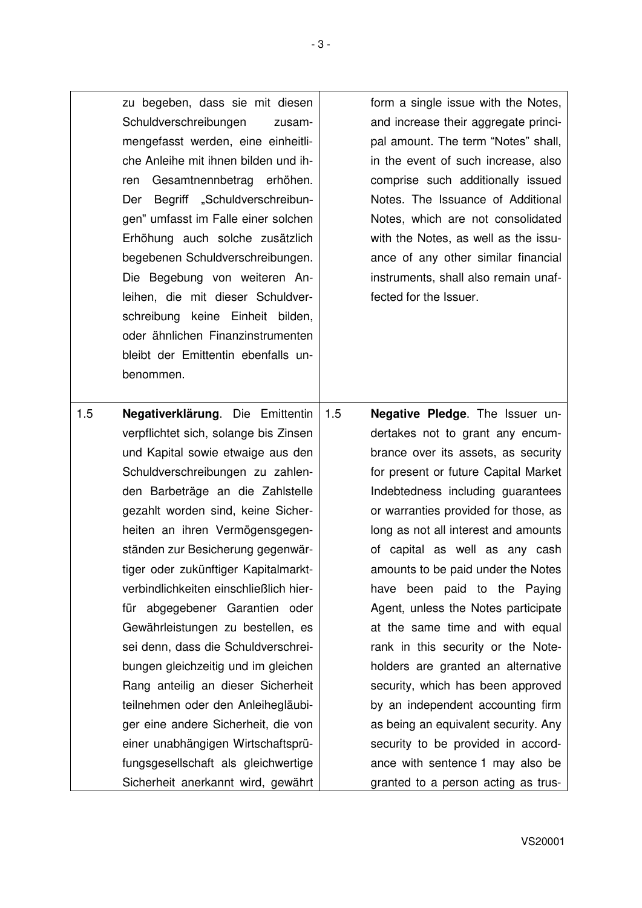| | German | | English |
|---|---|---|---|
| | zu begeben, dass sie mit diesen Schuldverschreibungen zusammengefasst werden, eine einheitliche Anleihe mit ihnen bilden und ihren Gesamtnennbetrag erhöhen. Der Begriff „Schuldverschreibungen" umfasst im Falle einer solchen Erhöhung auch solche zusätzlich begebenen Schuldverschreibungen. Die Begebung von weiteren Anleihen, die mit dieser Schuldverschreibung keine Einheit bilden, oder ähnlichen Finanzinstrumenten bleibt der Emittentin ebenfalls unbenommen. | | form a single issue with the Notes, and increase their aggregate principal amount. The term "Notes" shall, in the event of such increase, also comprise such additionally issued Notes. The Issuance of Additional Notes, which are not consolidated with the Notes, as well as the issuance of any other similar financial instruments, shall also remain unaffected for the Issuer. |
| 1.5 | **Negativerklärung**. Die Emittentin verpflichtet sich, solange bis Zinsen und Kapital sowie etwaige aus den Schuldverschreibungen zu zahlenden Barbeträge an die Zahlstelle gezahlt worden sind, keine Sicherheiten an ihren Vermögensgegenständen zur Besicherung gegenwärtiger oder zukünftiger Kapitalmarktverbindlichkeiten einschließlich hierfür abgegebener Garantien oder Gewährleistungen zu bestellen, es sei denn, dass die Schuldverschreibungen gleichzeitig und im gleichen Rang anteilig an dieser Sicherheit teilnehmen oder den Anleihegläubiger eine andere Sicherheit, die von einer unabhängigen Wirtschaftsprüfungsgesellschaft als gleichwertige Sicherheit anerkannt wird, gewährt | 1.5 | **Negative Pledge**. The Issuer undertakes not to grant any encumbrance over its assets, as security for present or future Capital Market Indebtedness including guarantees or warranties provided for those, as long as not all interest and amounts of capital as well as any cash amounts to be paid under the Notes have been paid to the Paying Agent, unless the Notes participate at the same time and with equal rank in this security or the Noteholders are granted an alternative security, which has been approved by an independent accounting firm as being an equivalent security. Any security to be provided in accordance with sentence 1 may also be granted to a person acting as trus- |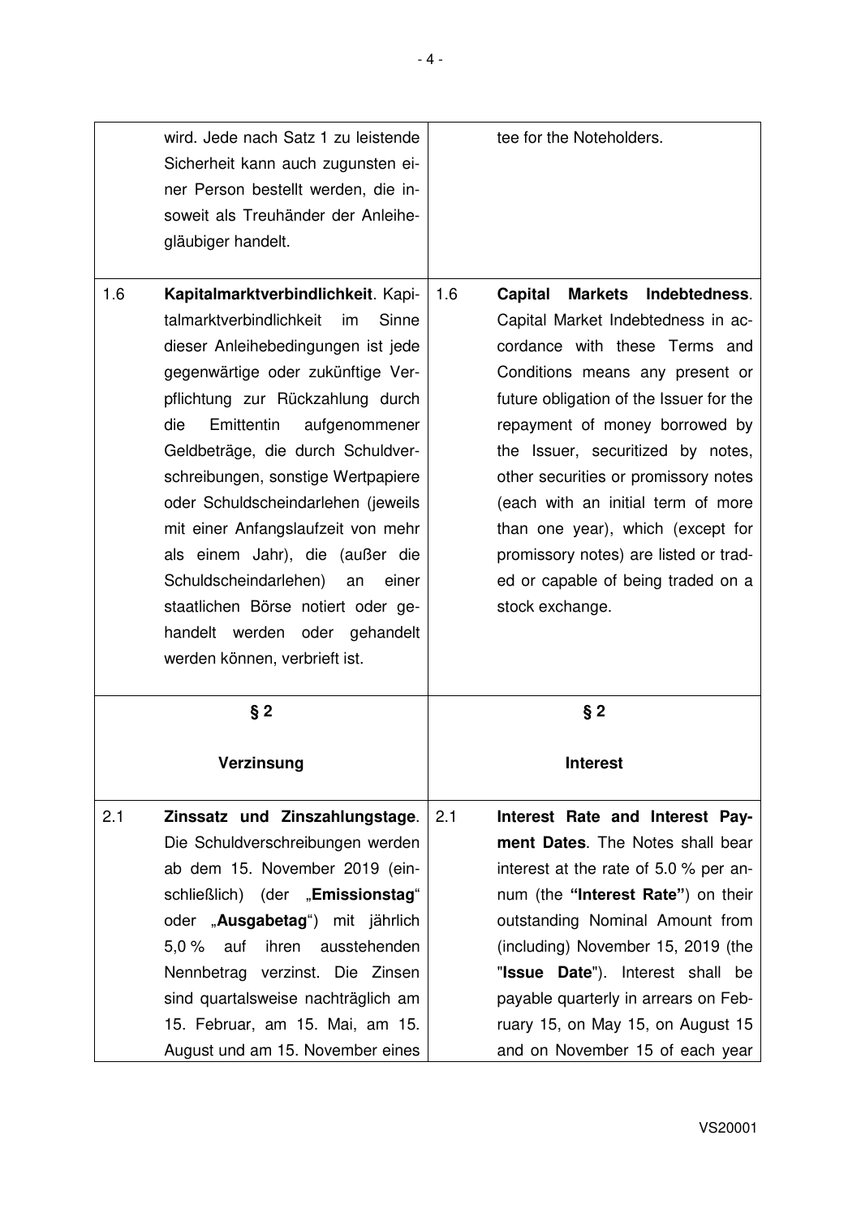| | German | | English |
|---|---|---|---|
| | wird. Jede nach Satz 1 zu leistende Sicherheit kann auch zugunsten einer Person bestellt werden, die insoweit als Treuhänder der Anleihegläubiger handelt. | | tee for the Noteholders. |
| 1.6 | **Kapitalmarktverbindlichkeit**. Kapitalmarktverbindlichkeit im Sinne dieser Anleihebedingungen ist jede gegenwärtige oder zukünftige Verpflichtung zur Rückzahlung durch die Emittentin aufgenommener Geldbeträge, die durch Schuldverschreibungen, sonstige Wertpapiere oder Schuldscheindarlehen (jeweils mit einer Anfangslaufzeit von mehr als einem Jahr), die (außer die Schuldscheindarlehen) an einer staatlichen Börse notiert oder gehandelt werden oder gehandelt werden können, verbrieft ist. | 1.6 | **Capital Markets Indebtedness**. Capital Market Indebtedness in accordance with these Terms and Conditions means any present or future obligation of the Issuer for the repayment of money borrowed by the Issuer, securitized by notes, other securities or promissory notes (each with an initial term of more than one year), which (except for promissory notes) are listed or traded or capable of being traded on a stock exchange. |
| | **§ 2**<br><br>**Verzinsung** | | **§ 2**<br><br>**Interest** |
| 2.1 | **Zinssatz und Zinszahlungstage**. Die Schuldverschreibungen werden ab dem 15. November 2019 (einschließlich) (der „**Emissionstag**" oder „**Ausgabetag**") mit jährlich 5,0 % auf ihren ausstehenden Nennbetrag verzinst. Die Zinsen sind quartalsweise nachträglich am 15. Februar, am 15. Mai, am 15. August und am 15. November eines | 2.1 | **Interest Rate and Interest Payment Dates**. The Notes shall bear interest at the rate of 5.0 % per annum (the **"Interest Rate"**) on their outstanding Nominal Amount from (including) November 15, 2019 (the "**Issue Date**"). Interest shall be payable quarterly in arrears on February 15, on May 15, on August 15 and on November 15 of each year |

VS20001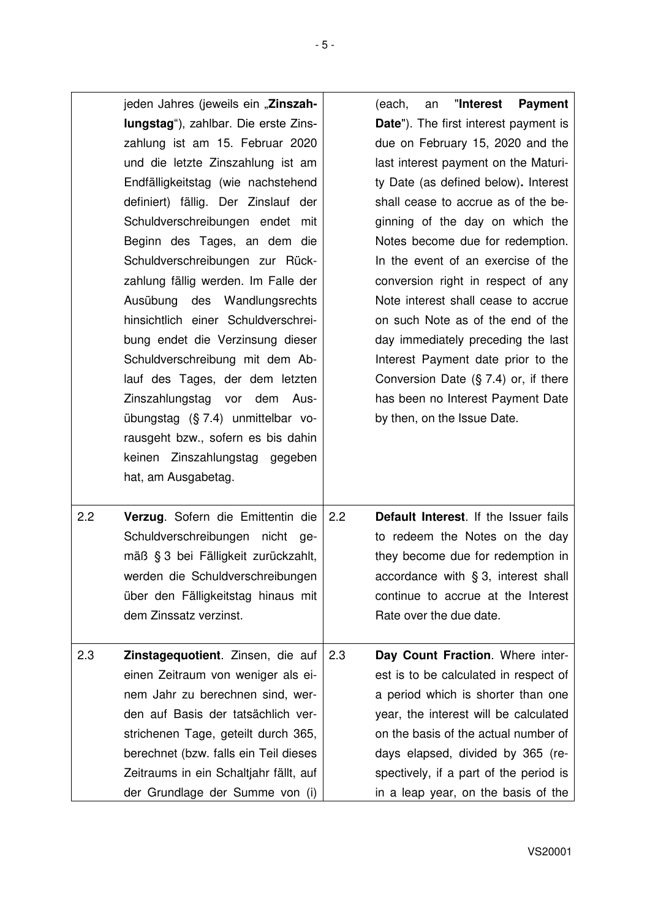| | German | | English |
|---|---|---|---|
| | jeden Jahres (jeweils ein „**Zinszahlungstag**"), zahlbar. Die erste Zinszahlung ist am 15. Februar 2020 und die letzte Zinszahlung ist am Endfälligkeitstag (wie nachstehend definiert) fällig. Der Zinslauf der Schuldverschreibungen endet mit Beginn des Tages, an dem die Schuldverschreibungen zur Rückzahlung fällig werden. Im Falle der Ausübung des Wandlungsrechts hinsichtlich einer Schuldverschreibung endet die Verzinsung dieser Schuldverschreibung mit dem Ablauf des Tages, der dem letzten Zinszahlungstag vor dem Ausübungstag (§ 7.4) unmittelbar vorausgeht bzw., sofern es bis dahin keinen Zinszahlungstag gegeben hat, am Ausgabetag. | | (each, an "**Interest Payment Date**"). The first interest payment is due on February 15, 2020 and the last interest payment on the Maturity Date (as defined below)**.** Interest shall cease to accrue as of the beginning of the day on which the Notes become due for redemption. In the event of an exercise of the conversion right in respect of any Note interest shall cease to accrue on such Note as of the end of the day immediately preceding the last Interest Payment date prior to the Conversion Date (§ 7.4) or, if there has been no Interest Payment Date by then, on the Issue Date. |
| 2.2 | **Verzug**. Sofern die Emittentin die Schuldverschreibungen nicht gemäß § 3 bei Fälligkeit zurückzahlt, werden die Schuldverschreibungen über den Fälligkeitstag hinaus mit dem Zinssatz verzinst. | 2.2 | **Default Interest**. If the Issuer fails to redeem the Notes on the day they become due for redemption in accordance with § 3, interest shall continue to accrue at the Interest Rate over the due date. |
| 2.3 | **Zinstagequotient**. Zinsen, die auf einen Zeitraum von weniger als einem Jahr zu berechnen sind, werden auf Basis der tatsächlich verstrichenen Tage, geteilt durch 365, berechnet (bzw. falls ein Teil dieses Zeitraums in ein Schaltjahr fällt, auf der Grundlage der Summe von (i) | 2.3 | **Day Count Fraction**. Where interest is to be calculated in respect of a period which is shorter than one year, the interest will be calculated on the basis of the actual number of days elapsed, divided by 365 (respectively, if a part of the period is in a leap year, on the basis of the |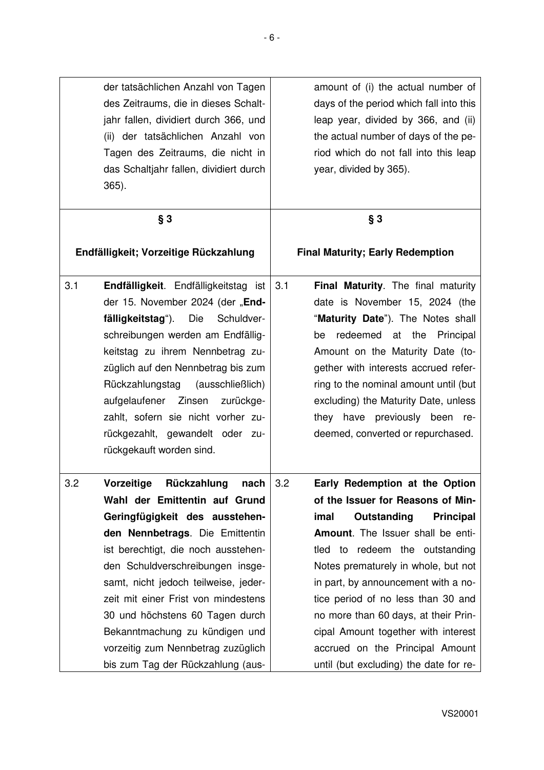| | |
|---|---|
| der tatsächlichen Anzahl von Tagen des Zeitraums, die in dieses Schaltjahr fallen, dividiert durch 366, und (ii) der tatsächlichen Anzahl von Tagen des Zeitraums, die nicht in das Schaltjahr fallen, dividiert durch 365). | amount of (i) the actual number of days of the period which fall into this leap year, divided by 366, and (ii) the actual number of days of the period which do not fall into this leap year, divided by 365). |
| **§ 3**<br><br>**Endfälligkeit; Vorzeitige Rückzahlung** | **§ 3**<br><br>**Final Maturity; Early Redemption** |
| 3.1 **Endfälligkeit**. Endfälligkeitstag ist der 15. November 2024 (der „**Endfälligkeitstag**"). Die Schuldverschreibungen werden am Endfälligkeitstag zu ihrem Nennbetrag zuzüglich auf den Nennbetrag bis zum Rückzahlungstag (ausschließlich) aufgelaufener Zinsen zurückgezahlt, sofern sie nicht vorher zurückgezahlt, gewandelt oder zurückgekauft worden sind. | 3.1 **Final Maturity**. The final maturity date is November 15, 2024 (the "**Maturity Date**"). The Notes shall be redeemed at the Principal Amount on the Maturity Date (together with interests accrued referring to the nominal amount until (but excluding) the Maturity Date, unless they have previously been redeemed, converted or repurchased. |
| 3.2 **Vorzeitige Rückzahlung nach Wahl der Emittentin auf Grund Geringfügigkeit des ausstehenden Nennbetrags**. Die Emittentin ist berechtigt, die noch ausstehenden Schuldverschreibungen insgesamt, nicht jedoch teilweise, jederzeit mit einer Frist von mindestens 30 und höchstens 60 Tagen durch Bekanntmachung zu kündigen und vorzeitig zum Nennbetrag zuzüglich bis zum Tag der Rückzahlung (aus- | 3.2 **Early Redemption at the Option of the Issuer for Reasons of Minimal Outstanding Principal Amount**. The Issuer shall be entitled to redeem the outstanding Notes prematurely in whole, but not in part, by announcement with a notice period of no less than 30 and no more than 60 days, at their Principal Amount together with interest accrued on the Principal Amount until (but excluding) the date for re- |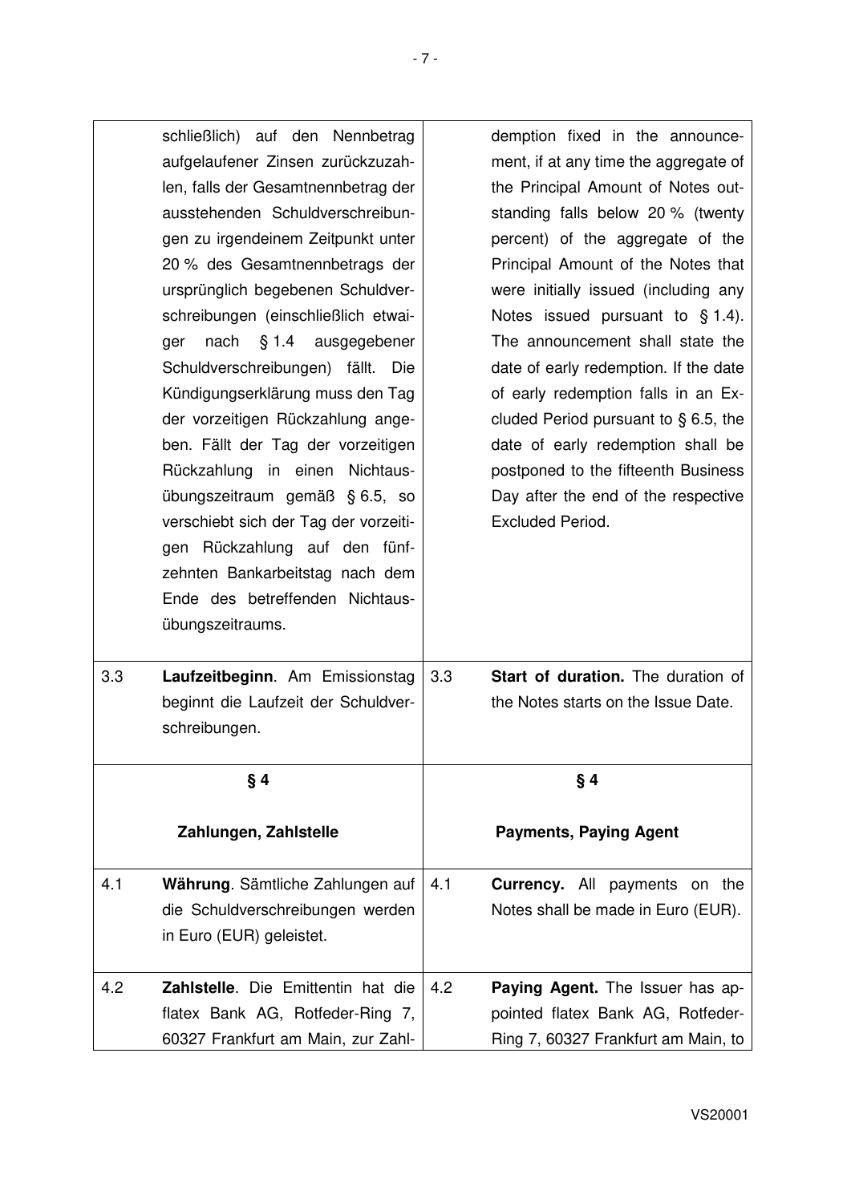| | German | | English |
|---|---|---|---|
| | schließlich) auf den Nennbetrag aufgelaufener Zinsen zurückzuzahlen, falls der Gesamtnennbetrag der ausstehenden Schuldverschreibungen zu irgendeinem Zeitpunkt unter 20 % des Gesamtnennbetrags der ursprünglich begebenen Schuldverschreibungen (einschließlich etwaiger nach § 1.4 ausgegebener Schuldverschreibungen) fällt. Die Kündigungserklärung muss den Tag der vorzeitigen Rückzahlung angeben. Fällt der Tag der vorzeitigen Rückzahlung in einen Nichtausübungszeitraum gemäß § 6.5, so verschiebt sich der Tag der vorzeitigen Rückzahlung auf den fünfzehnten Bankarbeitstag nach dem Ende des betreffenden Nichtausübungszeitraums. | | demption fixed in the announcement, if at any time the aggregate of the Principal Amount of Notes outstanding falls below 20 % (twenty percent) of the aggregate of the Principal Amount of the Notes that were initially issued (including any Notes issued pursuant to § 1.4). The announcement shall state the date of early redemption. If the date of early redemption falls in an Excluded Period pursuant to § 6.5, the date of early redemption shall be postponed to the fifteenth Business Day after the end of the respective Excluded Period. |
| 3.3 | **Laufzeitbeginn**. Am Emissionstag beginnt die Laufzeit der Schuldverschreibungen. | 3.3 | **Start of duration.** The duration of the Notes starts on the Issue Date. |
| | **§ 4**<br><br>**Zahlungen, Zahlstelle** | | **§ 4**<br><br>**Payments, Paying Agent** |
| 4.1 | **Währung**. Sämtliche Zahlungen auf die Schuldverschreibungen werden in Euro (EUR) geleistet. | 4.1 | **Currency.** All payments on the Notes shall be made in Euro (EUR). |
| 4.2 | **Zahlstelle**. Die Emittentin hat die flatex Bank AG, Rotfeder-Ring 7, 60327 Frankfurt am Main, zur Zahl- | 4.2 | **Paying Agent.** The Issuer has appointed flatex Bank AG, Rotfeder-Ring 7, 60327 Frankfurt am Main, to |

VS20001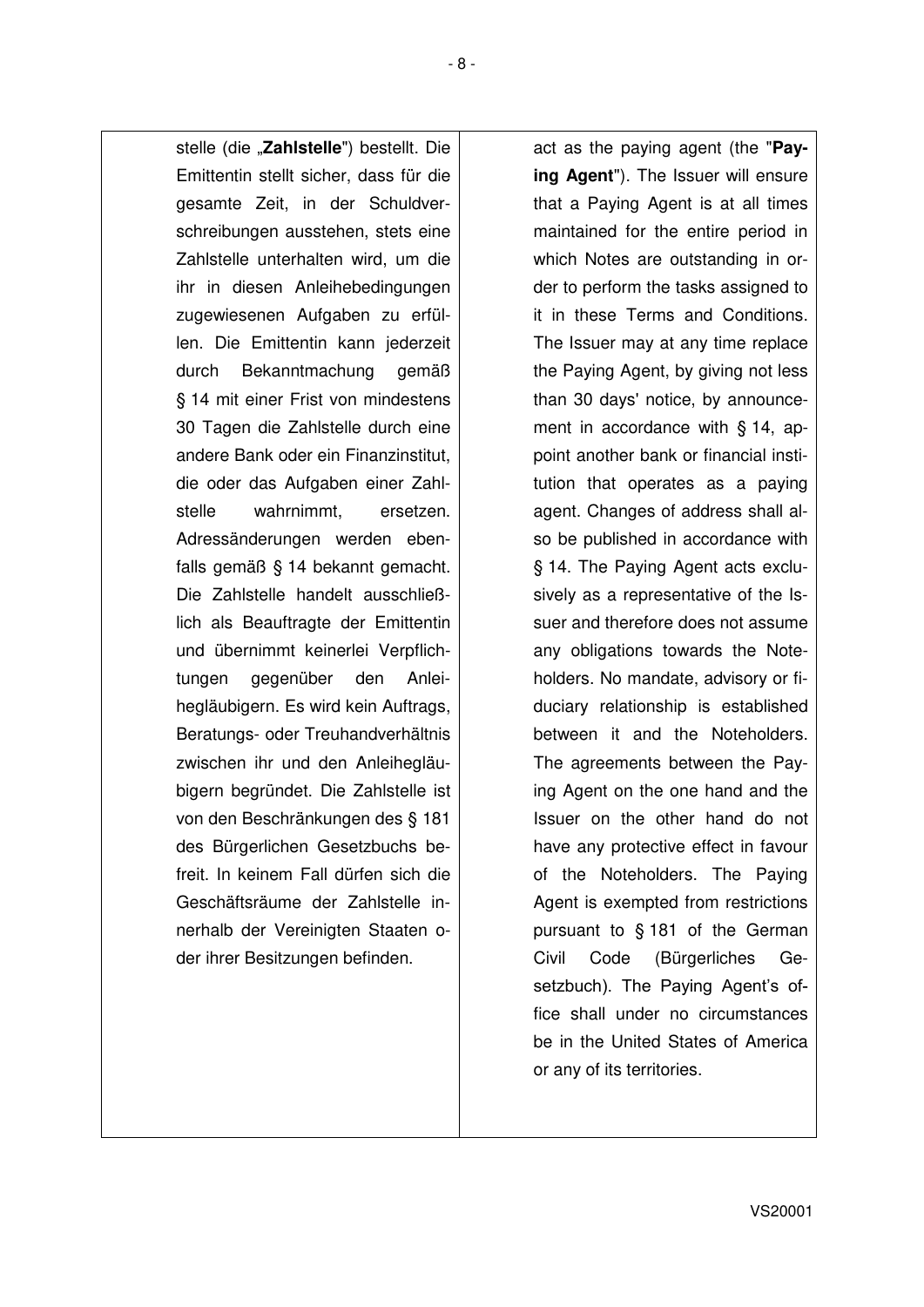| | |
|---|---|
| stelle (die „**Zahlstelle**") bestellt. Die Emittentin stellt sicher, dass für die gesamte Zeit, in der Schuldverschreibungen ausstehen, stets eine Zahlstelle unterhalten wird, um die ihr in diesen Anleihebedingungen zugewiesenen Aufgaben zu erfüllen. Die Emittentin kann jederzeit durch Bekanntmachung gemäß § 14 mit einer Frist von mindestens 30 Tagen die Zahlstelle durch eine andere Bank oder ein Finanzinstitut, die oder das Aufgaben einer Zahlstelle wahrnimmt, ersetzen. Adressänderungen werden ebenfalls gemäß § 14 bekannt gemacht. Die Zahlstelle handelt ausschließlich als Beauftragte der Emittentin und übernimmt keinerlei Verpflichtungen gegenüber den Anleihegläubigern. Es wird kein Auftrags, Beratungs- oder Treuhandverhältnis zwischen ihr und den Anleihegläubigern begründet. Die Zahlstelle ist von den Beschränkungen des § 181 des Bürgerlichen Gesetzbuchs befreit. In keinem Fall dürfen sich die Geschäftsräume der Zahlstelle innerhalb der Vereinigten Staaten oder ihrer Besitzungen befinden. | act as the paying agent (the "**Paying Agent**"). The Issuer will ensure that a Paying Agent is at all times maintained for the entire period in which Notes are outstanding in order to perform the tasks assigned to it in these Terms and Conditions. The Issuer may at any time replace the Paying Agent, by giving not less than 30 days' notice, by announcement in accordance with § 14, appoint another bank or financial institution that operates as a paying agent. Changes of address shall also be published in accordance with § 14. The Paying Agent acts exclusively as a representative of the Issuer and therefore does not assume any obligations towards the Noteholders. No mandate, advisory or fiduciary relationship is established between it and the Noteholders. The agreements between the Paying Agent on the one hand and the Issuer on the other hand do not have any protective effect in favour of the Noteholders. The Paying Agent is exempted from restrictions pursuant to § 181 of the German Civil Code (Bürgerliches Gesetzbuch). The Paying Agent's office shall under no circumstances be in the United States of America or any of its territories. |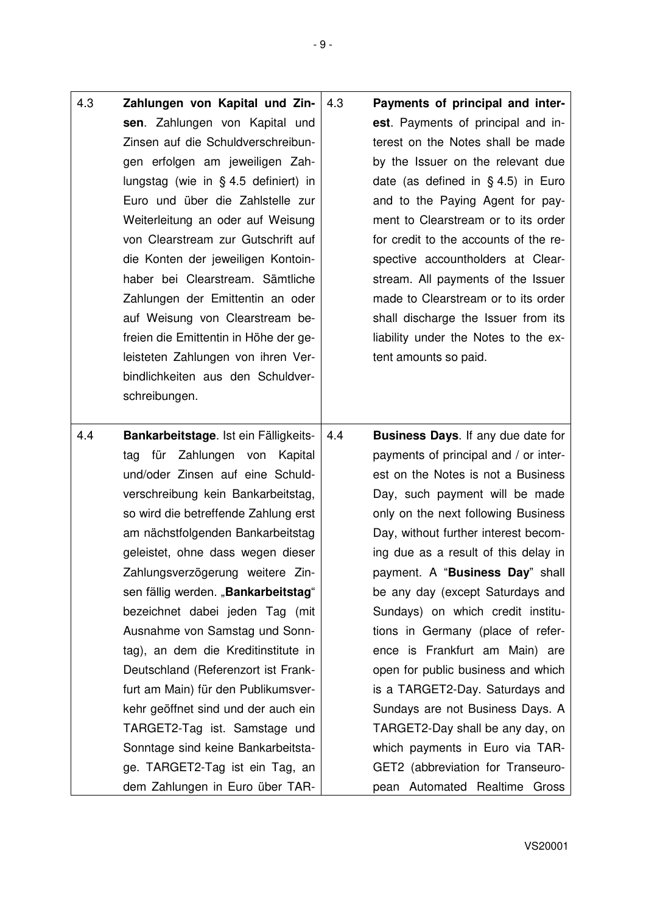| | | | |
|---|---|---|---|
| 4.3 | **Zahlungen von Kapital und Zinsen**. Zahlungen von Kapital und Zinsen auf die Schuldverschreibungen erfolgen am jeweiligen Zahlungstag (wie in § 4.5 definiert) in Euro und über die Zahlstelle zur Weiterleitung an oder auf Weisung von Clearstream zur Gutschrift auf die Konten der jeweiligen Kontoinhaber bei Clearstream. Sämtliche Zahlungen der Emittentin an oder auf Weisung von Clearstream befreien die Emittentin in Höhe der geleisteten Zahlungen von ihren Verbindlichkeiten aus den Schuldverschreibungen. | 4.3 | **Payments of principal and interest**. Payments of principal and interest on the Notes shall be made by the Issuer on the relevant due date (as defined in § 4.5) in Euro and to the Paying Agent for payment to Clearstream or to its order for credit to the accounts of the respective accountholders at Clearstream. All payments of the Issuer made to Clearstream or to its order shall discharge the Issuer from its liability under the Notes to the extent amounts so paid. |
| 4.4 | **Bankarbeitstage**. Ist ein Fälligkeitstag für Zahlungen von Kapital und/oder Zinsen auf eine Schuldverschreibung kein Bankarbeitstag, so wird die betreffende Zahlung erst am nächstfolgenden Bankarbeitstag geleistet, ohne dass wegen dieser Zahlungsverzögerung weitere Zinsen fällig werden. „**Bankarbeitstag**" bezeichnet dabei jeden Tag (mit Ausnahme von Samstag und Sonntag), an dem die Kreditinstitute in Deutschland (Referenzort ist Frankfurt am Main) für den Publikumsverkehr geöffnet sind und der auch ein TARGET2-Tag ist. Samstage und Sonntage sind keine Bankarbeitstage. TARGET2-Tag ist ein Tag, an dem Zahlungen in Euro über TAR- | 4.4 | **Business Days**. If any due date for payments of principal and / or interest on the Notes is not a Business Day, such payment will be made only on the next following Business Day, without further interest becoming due as a result of this delay in payment. A "**Business Day**" shall be any day (except Saturdays and Sundays) on which credit institutions in Germany (place of reference is Frankfurt am Main) are open for public business and which is a TARGET2-Day. Saturdays and Sundays are not Business Days. A TARGET2-Day shall be any day, on which payments in Euro via TARGET2 (abbreviation for Transeuropean Automated Realtime Gross |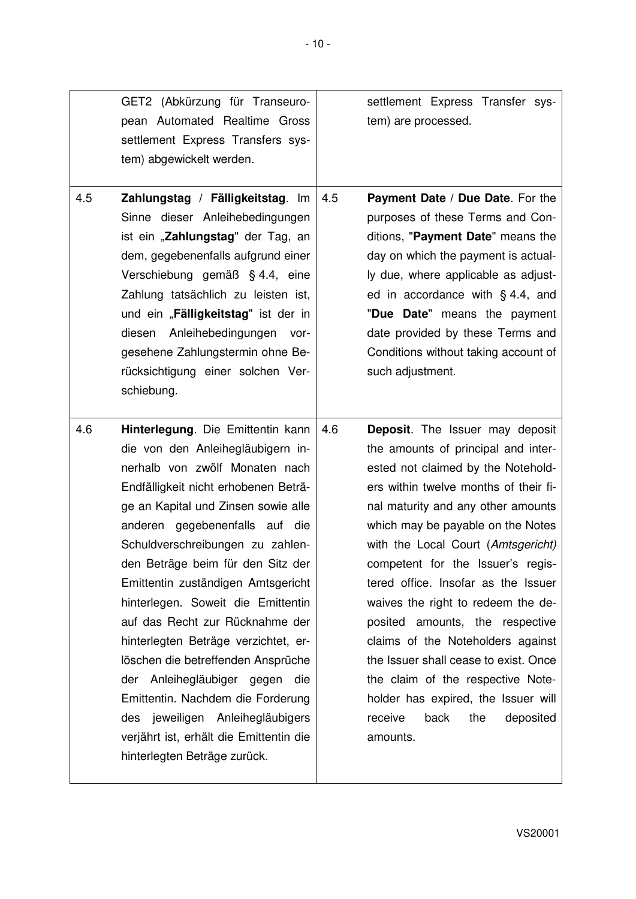| | | | |
|---|---|---|---|
| | GET2 (Abkürzung für Transeuropean Automated Realtime Gross settlement Express Transfers system) abgewickelt werden. | | settlement Express Transfer system) are processed. |
| 4.5 | **Zahlungstag** / **Fälligkeitstag**. Im Sinne dieser Anleihebedingungen ist ein „**Zahlungstag**" der Tag, an dem, gegebenenfalls aufgrund einer Verschiebung gemäß § 4.4, eine Zahlung tatsächlich zu leisten ist, und ein „**Fälligkeitstag**" ist der in diesen Anleihebedingungen vorgesehene Zahlungstermin ohne Berücksichtigung einer solchen Verschiebung. | 4.5 | **Payment Date** / **Due Date**. For the purposes of these Terms and Conditions, "**Payment Date**" means the day on which the payment is actually due, where applicable as adjusted in accordance with § 4.4, and "**Due Date**" means the payment date provided by these Terms and Conditions without taking account of such adjustment. |
| 4.6 | **Hinterlegung**. Die Emittentin kann die von den Anleihegläubigern innerhalb von zwölf Monaten nach Endfälligkeit nicht erhobenen Beträge an Kapital und Zinsen sowie alle anderen gegebenenfalls auf die Schuldverschreibungen zu zahlenden Beträge beim für den Sitz der Emittentin zuständigen Amtsgericht hinterlegen. Soweit die Emittentin auf das Recht zur Rücknahme der hinterlegten Beträge verzichtet, erlöschen die betreffenden Ansprüche der Anleihegläubiger gegen die Emittentin. Nachdem die Forderung des jeweiligen Anleihegläubigers verjährt ist, erhält die Emittentin die hinterlegten Beträge zurück. | 4.6 | **Deposit**. The Issuer may deposit the amounts of principal and interested not claimed by the Noteholders within twelve months of their final maturity and any other amounts which may be payable on the Notes with the Local Court (*Amtsgericht)* competent for the Issuer's registered office. Insofar as the Issuer waives the right to redeem the deposited amounts, the respective claims of the Noteholders against the Issuer shall cease to exist. Once the claim of the respective Noteholder has expired, the Issuer will receive back the deposited amounts. |

VS20001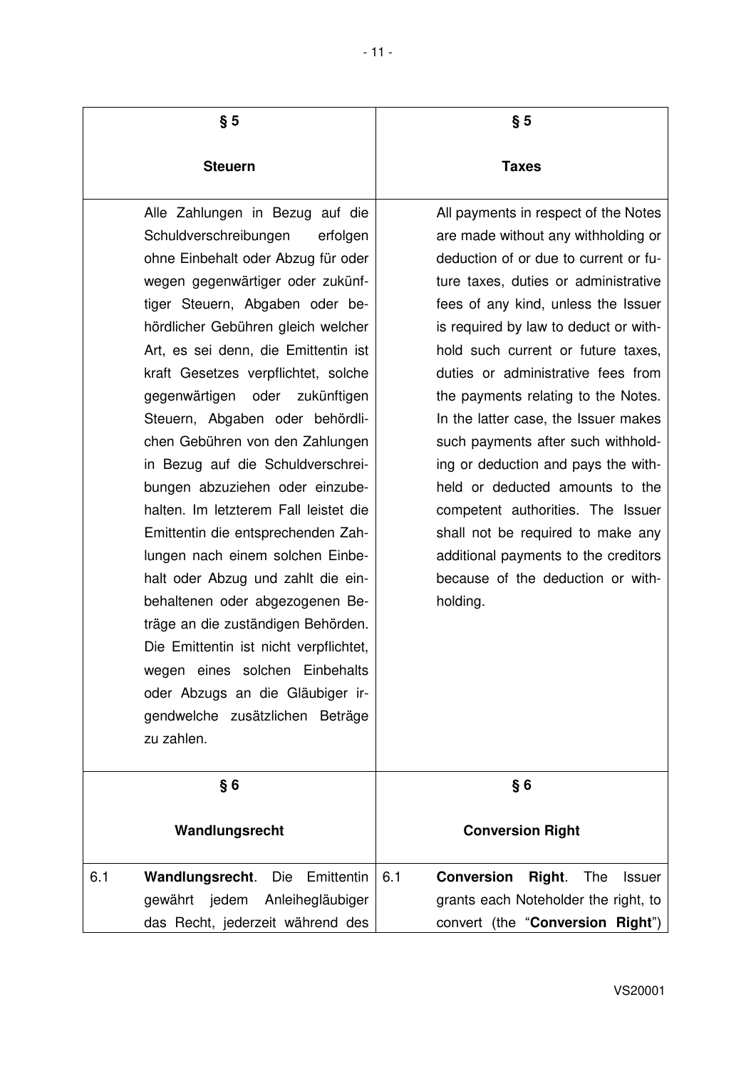| § 5<br><br>**Steuern** | § 5<br><br>**Taxes** |
|---|---|
| Alle Zahlungen in Bezug auf die Schuldverschreibungen erfolgen ohne Einbehalt oder Abzug für oder wegen gegenwärtiger oder zukünftiger Steuern, Abgaben oder behördlicher Gebühren gleich welcher Art, es sei denn, die Emittentin ist kraft Gesetzes verpflichtet, solche gegenwärtigen oder zukünftigen Steuern, Abgaben oder behördlichen Gebühren von den Zahlungen in Bezug auf die Schuldverschreibungen abzuziehen oder einzubehalten. Im letzterem Fall leistet die Emittentin die entsprechenden Zahlungen nach einem solchen Einbehalt oder Abzug und zahlt die einbehaltenen oder abgezogenen Beträge an die zuständigen Behörden. Die Emittentin ist nicht verpflichtet, wegen eines solchen Einbehalts oder Abzugs an die Gläubiger irgendwelche zusätzlichen Beträge zu zahlen. | All payments in respect of the Notes are made without any withholding or deduction of or due to current or future taxes, duties or administrative fees of any kind, unless the Issuer is required by law to deduct or withhold such current or future taxes, duties or administrative fees from the payments relating to the Notes. In the latter case, the Issuer makes such payments after such withholding or deduction and pays the withheld or deducted amounts to the competent authorities. The Issuer shall not be required to make any additional payments to the creditors because of the deduction or withholding. |
| § 6<br><br>**Wandlungsrecht** | § 6<br><br>**Conversion Right** |
| 6.1 **Wandlungsrecht**. Die Emittentin gewährt jedem Anleihegläubiger das Recht, jederzeit während des | 6.1 **Conversion Right**. The Issuer grants each Noteholder the right, to convert (the "**Conversion Right**") |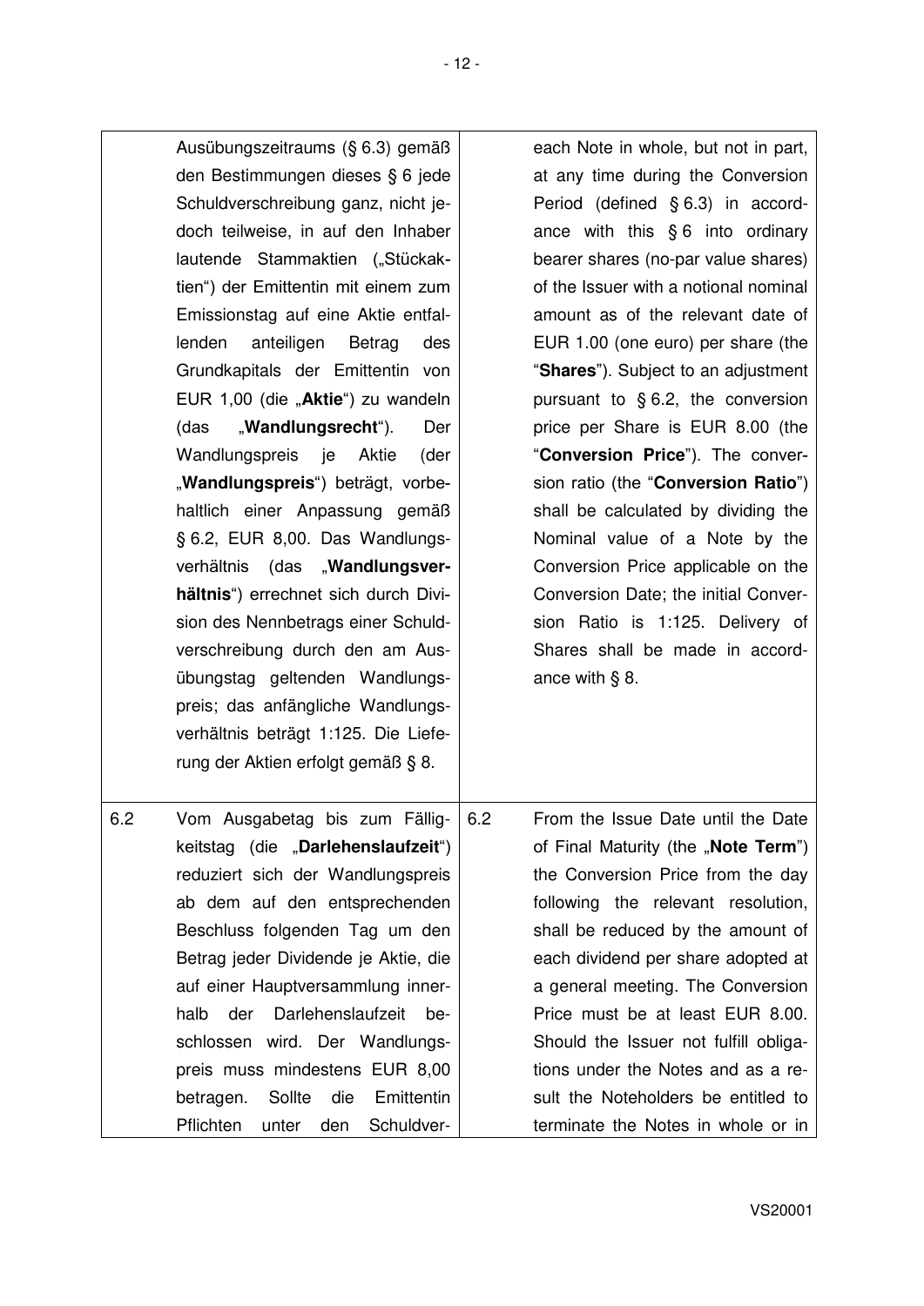| | German | | English |
|---|---|---|---|
| | Ausübungszeitraums (§ 6.3) gemäß den Bestimmungen dieses § 6 jede Schuldverschreibung ganz, nicht jedoch teilweise, in auf den Inhaber lautende Stammaktien („Stückaktien“) der Emittentin mit einem zum Emissionstag auf eine Aktie entfallenden anteiligen Betrag des Grundkapitals der Emittentin von EUR 1,00 (die „**Aktie**“) zu wandeln (das „**Wandlungsrecht**“). Der Wandlungspreis je Aktie (der „**Wandlungspreis**“) beträgt, vorbehaltlich einer Anpassung gemäß § 6.2, EUR 8,00. Das Wandlungsverhältnis (das „**Wandlungsverhältnis**“) errechnet sich durch Division des Nennbetrags einer Schuldverschreibung durch den am Ausübungstag geltenden Wandlungspreis; das anfängliche Wandlungsverhältnis beträgt 1:125. Die Lieferung der Aktien erfolgt gemäß § 8. | | each Note in whole, but not in part, at any time during the Conversion Period (defined § 6.3) in accordance with this § 6 into ordinary bearer shares (no-par value shares) of the Issuer with a notional nominal amount as of the relevant date of EUR 1.00 (one euro) per share (the “**Shares**”). Subject to an adjustment pursuant to § 6.2, the conversion price per Share is EUR 8.00 (the “**Conversion Price**”). The conversion ratio (the “**Conversion Ratio**”) shall be calculated by dividing the Nominal value of a Note by the Conversion Price applicable on the Conversion Date; the initial Conversion Ratio is 1:125. Delivery of Shares shall be made in accordance with § 8. |
| 6.2 | Vom Ausgabetag bis zum Fälligkeitstag (die „**Darlehenslaufzeit**“) reduziert sich der Wandlungspreis ab dem auf den entsprechenden Beschluss folgenden Tag um den Betrag jeder Dividende je Aktie, die auf einer Hauptversammlung innerhalb der Darlehenslaufzeit beschlossen wird. Der Wandlungspreis muss mindestens EUR 8,00 betragen. Sollte die Emittentin Pflichten unter den Schuldver- | 6.2 | From the Issue Date until the Date of Final Maturity (the „**Note Term**“) the Conversion Price from the day following the relevant resolution, shall be reduced by the amount of each dividend per share adopted at a general meeting. The Conversion Price must be at least EUR 8.00. Should the Issuer not fulfill obligations under the Notes and as a result the Noteholders be entitled to terminate the Notes in whole or in |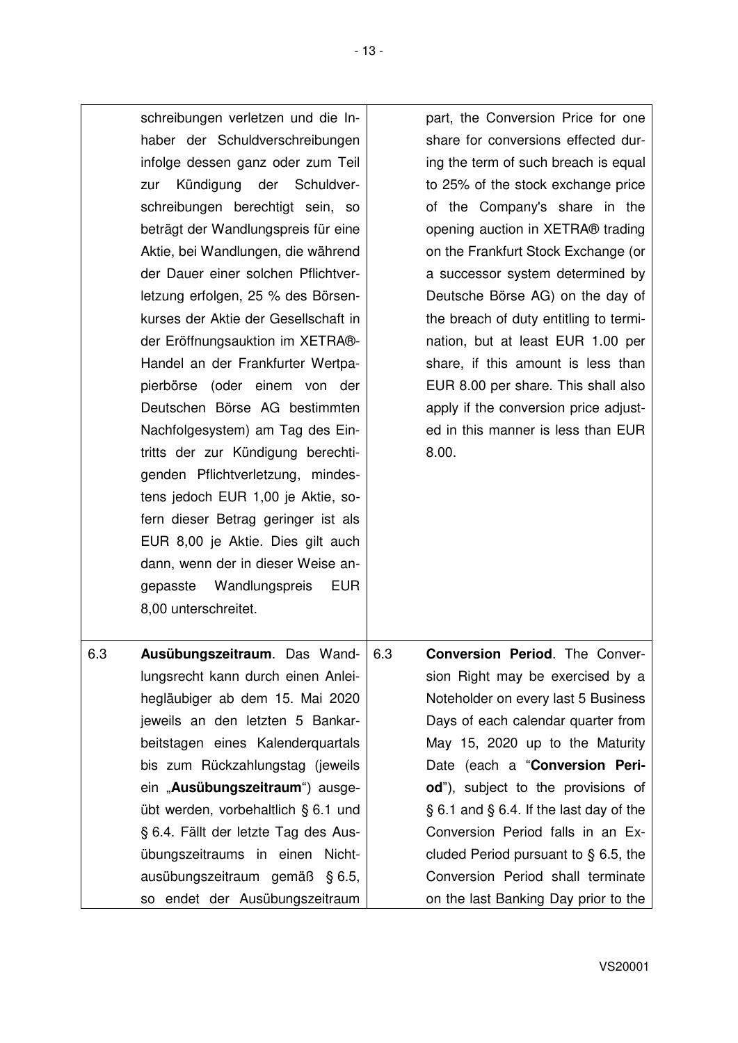| | German | | English |
|---|---|---|---|
| | schreibungen verletzen und die Inhaber der Schuldverschreibungen infolge dessen ganz oder zum Teil zur Kündigung der Schuldverschreibungen berechtigt sein, so beträgt der Wandlungspreis für eine Aktie, bei Wandlungen, die während der Dauer einer solchen Pflichtverletzung erfolgen, 25 % des Börsenkurses der Aktie der Gesellschaft in der Eröffnungsauktion im XETRA®-Handel an der Frankfurter Wertpapierbörse (oder einem von der Deutschen Börse AG bestimmten Nachfolgesystem) am Tag des Eintritts der zur Kündigung berechtigenden Pflichtverletzung, mindestens jedoch EUR 1,00 je Aktie, sofern dieser Betrag geringer ist als EUR 8,00 je Aktie. Dies gilt auch dann, wenn der in dieser Weise angepasste Wandlungspreis EUR 8,00 unterschreitet. | | part, the Conversion Price for one share for conversions effected during the term of such breach is equal to 25% of the stock exchange price of the Company's share in the opening auction in XETRA® trading on the Frankfurt Stock Exchange (or a successor system determined by Deutsche Börse AG) on the day of the breach of duty entitling to termination, but at least EUR 1.00 per share, if this amount is less than EUR 8.00 per share. This shall also apply if the conversion price adjusted in this manner is less than EUR 8.00. |
| 6.3 | **Ausübungszeitraum**. Das Wandlungsrecht kann durch einen Anleihegläubiger ab dem 15. Mai 2020 jeweils an den letzten 5 Bankarbeitstagen eines Kalenderquartals bis zum Rückzahlungstag (jeweils ein „**Ausübungszeitraum**") ausgeübt werden, vorbehaltlich § 6.1 und § 6.4. Fällt der letzte Tag des Ausübungszeitraums in einen Nichtausübungszeitraum gemäß § 6.5, so endet der Ausübungszeitraum | 6.3 | **Conversion Period**. The Conversion Right may be exercised by a Noteholder on every last 5 Business Days of each calendar quarter from May 15, 2020 up to the Maturity Date (each a "**Conversion Period**"), subject to the provisions of § 6.1 and § 6.4. If the last day of the Conversion Period falls in an Excluded Period pursuant to § 6.5, the Conversion Period shall terminate on the last Banking Day prior to the |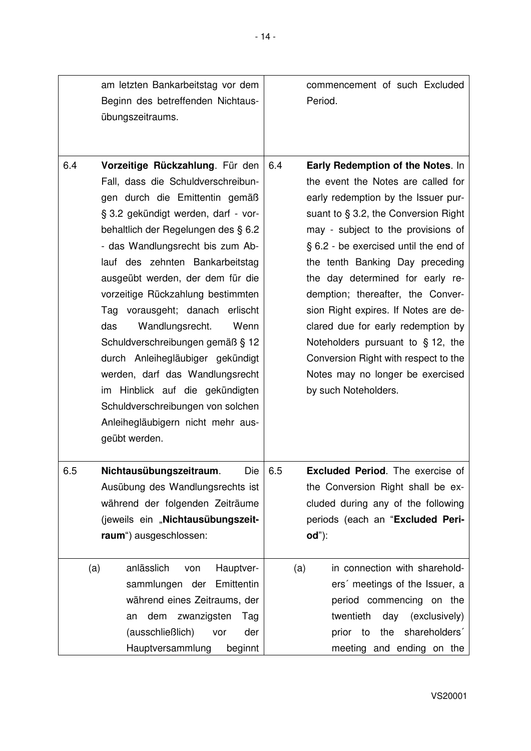| German | English |
|---|---|
| am letzten Bankarbeitstag vor dem Beginn des betreffenden Nichtausübungszeitraums. | commencement of such Excluded Period. |
| 6.4 **Vorzeitige Rückzahlung**. Für den Fall, dass die Schuldverschreibungen durch die Emittentin gemäß § 3.2 gekündigt werden, darf - vorbehaltlich der Regelungen des § 6.2 - das Wandlungsrecht bis zum Ablauf des zehnten Bankarbeitstag ausgeübt werden, der dem für die vorzeitige Rückzahlung bestimmten Tag vorausgeht; danach erlischt das Wandlungsrecht. Wenn Schuldverschreibungen gemäß § 12 durch Anleihegläubiger gekündigt werden, darf das Wandlungsrecht im Hinblick auf die gekündigten Schuldverschreibungen von solchen Anleihegläubigern nicht mehr ausgeübt werden. | 6.4 **Early Redemption of the Notes**. In the event the Notes are called for early redemption by the Issuer pursuant to § 3.2, the Conversion Right may - subject to the provisions of § 6.2 - be exercised until the end of the tenth Banking Day preceding the day determined for early redemption; thereafter, the Conversion Right expires. If Notes are declared due for early redemption by Noteholders pursuant to § 12, the Conversion Right with respect to the Notes may no longer be exercised by such Noteholders. |
| 6.5 **Nichtausübungszeitraum**. Die Ausübung des Wandlungsrechts ist während der folgenden Zeiträume (jeweils ein „**Nichtausübungszeitraum**") ausgeschlossen: | 6.5 **Excluded Period**. The exercise of the Conversion Right shall be excluded during any of the following periods (each an "**Excluded Period**"): |
| (a) anlässlich von Hauptversammlungen der Emittentin während eines Zeitraums, der an dem zwanzigsten Tag (ausschließlich) vor der Hauptversammlung beginnt | (a) in connection with shareholders´ meetings of the Issuer, a period commencing on the twentieth day (exclusively) prior to the shareholders´ meeting and ending on the |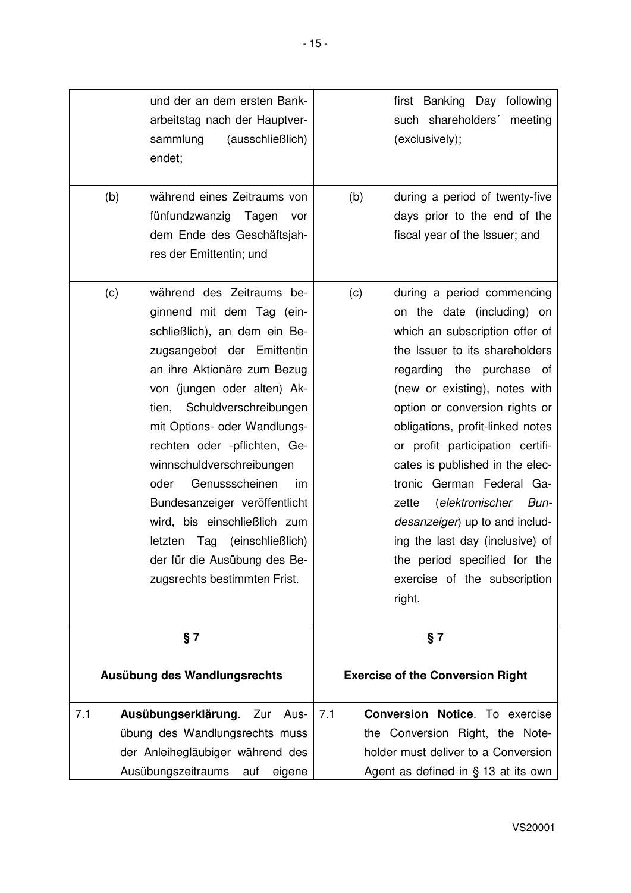| | |
|---|---|
| und der an dem ersten Bankarbeitstag nach der Hauptversammlung (ausschließlich) endet; | first Banking Day following such shareholders´ meeting (exclusively); |
| (b) während eines Zeitraums von fünfundzwanzig Tagen vor dem Ende des Geschäftsjahres der Emittentin; und | (b) during a period of twenty-five days prior to the end of the fiscal year of the Issuer; and |
| (c) während des Zeitraums beginnend mit dem Tag (einschließlich), an dem ein Bezugsangebot der Emittentin an ihre Aktionäre zum Bezug von (jungen oder alten) Aktien, Schuldverschreibungen mit Options- oder Wandlungsrechten oder -pflichten, Gewinnschuldverschreibungen oder Genussscheinen im Bundesanzeiger veröffentlicht wird, bis einschließlich zum letzten Tag (einschließlich) der für die Ausübung des Bezugsrechts bestimmten Frist. | (c) during a period commencing on the date (including) on which an subscription offer of the Issuer to its shareholders regarding the purchase of (new or existing), notes with option or conversion rights or obligations, profit-linked notes or profit participation certificates is published in the electronic German Federal Gazette (*elektronischer Bundesanzeiger*) up to and including the last day (inclusive) of the period specified for the exercise of the subscription right. |
| **§ 7**<br><br>**Ausübung des Wandlungsrechts** | **§ 7**<br><br>**Exercise of the Conversion Right** |
| 7.1 **Ausübungserklärung**. Zur Ausübung des Wandlungsrechts muss der Anleihegläubiger während des Ausübungszeitraums auf eigene | 7.1 **Conversion Notice**. To exercise the Conversion Right, the Noteholder must deliver to a Conversion Agent as defined in § 13 at its own |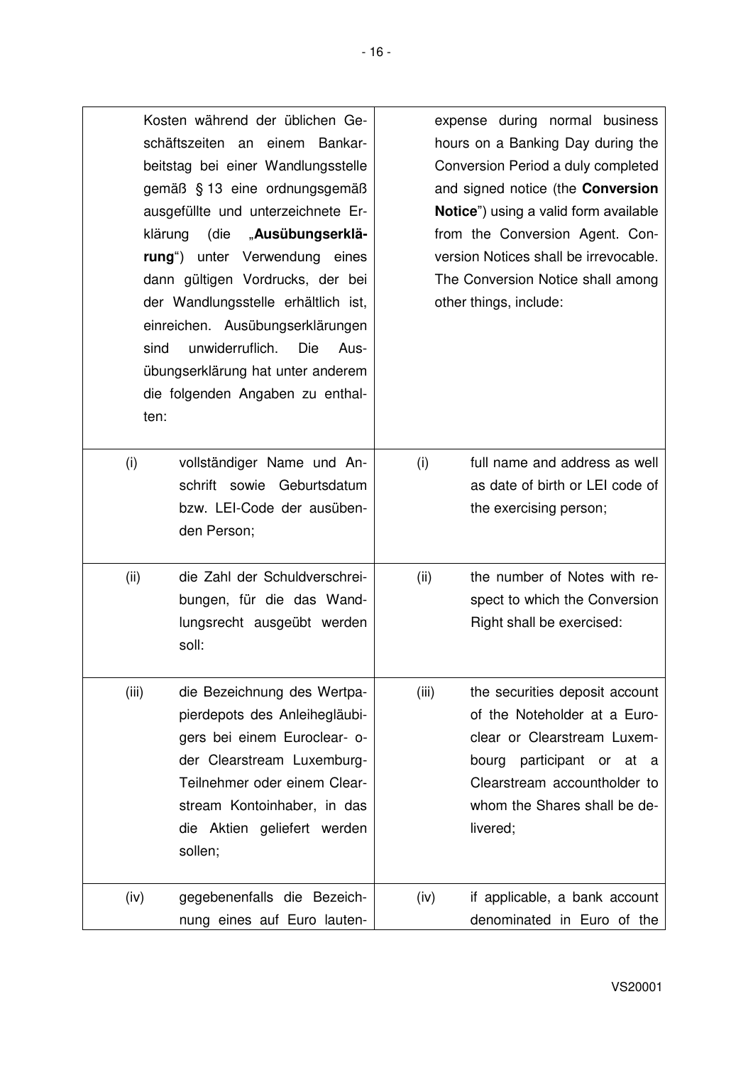| | |
|---|---|
| Kosten während der üblichen Geschäftszeiten an einem Bankarbeitstag bei einer Wandlungsstelle gemäß § 13 eine ordnungsgemäß ausgefüllte und unterzeichnete Erklärung (die „**Ausübungserklärung**“) unter Verwendung eines dann gültigen Vordrucks, der bei der Wandlungsstelle erhältlich ist, einreichen. Ausübungserklärungen sind unwiderruflich. Die Ausübungserklärung hat unter anderem die folgenden Angaben zu enthalten: | expense during normal business hours on a Banking Day during the Conversion Period a duly completed and signed notice (the **Conversion Notice**") using a valid form available from the Conversion Agent. Conversion Notices shall be irrevocable. The Conversion Notice shall among other things, include: |
| (i) vollständiger Name und Anschrift sowie Geburtsdatum bzw. LEI-Code der ausübenden Person; | (i) full name and address as well as date of birth or LEI code of the exercising person; |
| (ii) die Zahl der Schuldverschreibungen, für die das Wandlungsrecht ausgeübt werden soll: | (ii) the number of Notes with respect to which the Conversion Right shall be exercised: |
| (iii) die Bezeichnung des Wertpapierdepots des Anleihegläubigers bei einem Euroclear- oder Clearstream Luxemburg-Teilnehmer oder einem Clearstream Kontoinhaber, in das die Aktien geliefert werden sollen; | (iii) the securities deposit account of the Noteholder at a Euroclear or Clearstream Luxembourg participant or at a Clearstream accountholder to whom the Shares shall be delivered; |
| (iv) gegebenenfalls die Bezeichnung eines auf Euro lauten- | (iv) if applicable, a bank account denominated in Euro of the |

VS20001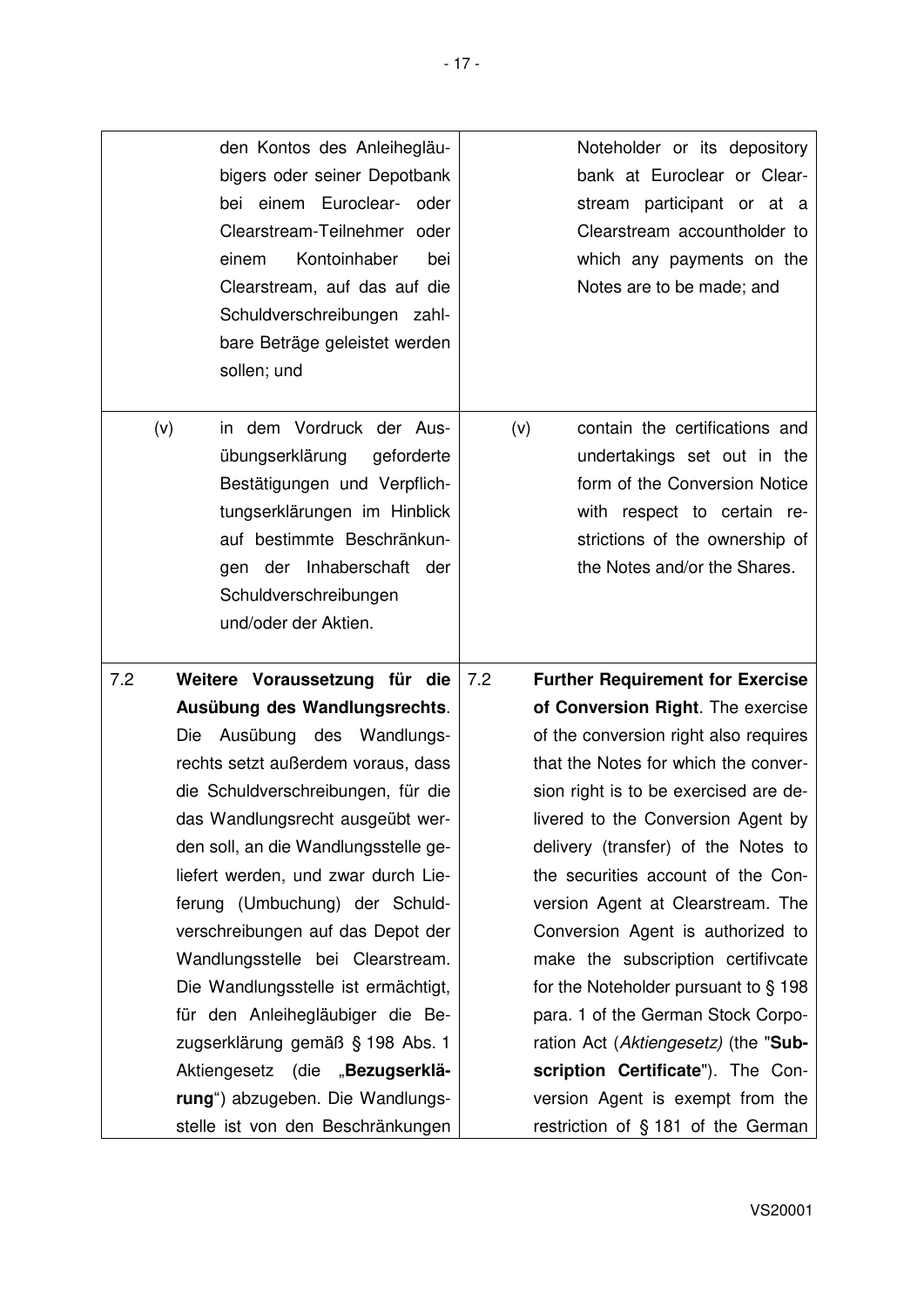| | |
|---|---|
| den Kontos des Anleihegläubigers oder seiner Depotbank bei einem Euroclear- oder Clearstream-Teilnehmer oder einem Kontoinhaber bei Clearstream, auf das auf die Schuldverschreibungen zahlbare Beträge geleistet werden sollen; und | Noteholder or its depository bank at Euroclear or Clearstream participant or at a Clearstream accountholder to which any payments on the Notes are to be made; and |
| (v) in dem Vordruck der Ausübungserklärung geforderte Bestätigungen und Verpflichtungserklärungen im Hinblick auf bestimmte Beschränkungen der Inhaberschaft der Schuldverschreibungen und/oder der Aktien. | (v) contain the certifications and undertakings set out in the form of the Conversion Notice with respect to certain restrictions of the ownership of the Notes and/or the Shares. |
| 7.2 **Weitere Voraussetzung für die Ausübung des Wandlungsrechts**. Die Ausübung des Wandlungsrechts setzt außerdem voraus, dass die Schuldverschreibungen, für die das Wandlungsrecht ausgeübt werden soll, an die Wandlungsstelle geliefert werden, und zwar durch Lieferung (Umbuchung) der Schuldverschreibungen auf das Depot der Wandlungsstelle bei Clearstream. Die Wandlungsstelle ist ermächtigt, für den Anleihegläubiger die Bezugserklärung gemäß § 198 Abs. 1 Aktiengesetz (die „**Bezugserklärung**") abzugeben. Die Wandlungsstelle ist von den Beschränkungen | 7.2 **Further Requirement for Exercise of Conversion Right**. The exercise of the conversion right also requires that the Notes for which the conversion right is to be exercised are delivered to the Conversion Agent by delivery (transfer) of the Notes to the securities account of the Conversion Agent at Clearstream. The Conversion Agent is authorized to make the subscription certifivcate for the Noteholder pursuant to § 198 para. 1 of the German Stock Corporation Act (*Aktiengesetz)* (the "**Subscription Certificate**"). The Conversion Agent is exempt from the restriction of § 181 of the German |

VS20001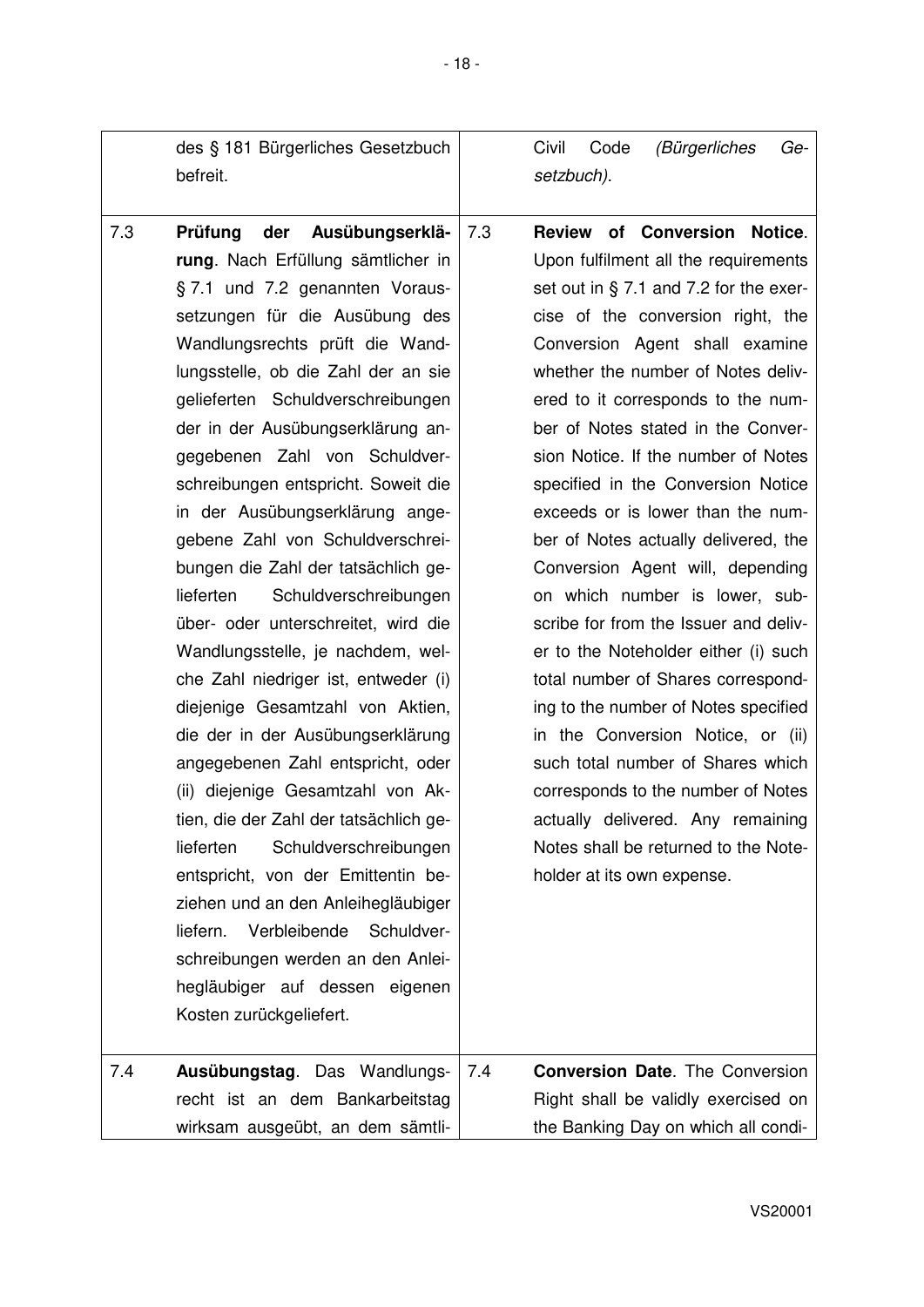| | | | |
|---|---|---|---|
| | des § 181 Bürgerliches Gesetzbuch befreit. | | Civil Code *(Bürgerliches Gesetzbuch)*. |
| 7.3 | **Prüfung der Ausübungserklärung**. Nach Erfüllung sämtlicher in § 7.1 und 7.2 genannten Voraussetzungen für die Ausübung des Wandlungsrechts prüft die Wandlungsstelle, ob die Zahl der an sie gelieferten Schuldverschreibungen der in der Ausübungserklärung angegebenen Zahl von Schuldverschreibungen entspricht. Soweit die in der Ausübungserklärung angegebene Zahl von Schuldverschreibungen die Zahl der tatsächlich gelieferten Schuldverschreibungen über- oder unterschreitet, wird die Wandlungsstelle, je nachdem, welche Zahl niedriger ist, entweder (i) diejenige Gesamtzahl von Aktien, die der in der Ausübungserklärung angegebenen Zahl entspricht, oder (ii) diejenige Gesamtzahl von Aktien, die der Zahl der tatsächlich gelieferten Schuldverschreibungen entspricht, von der Emittentin beziehen und an den Anleihegläubiger liefern. Verbleibende Schuldverschreibungen werden an den Anleihegläubiger auf dessen eigenen Kosten zurückgeliefert. | 7.3 | **Review of Conversion Notice**. Upon fulfilment all the requirements set out in § 7.1 and 7.2 for the exercise of the conversion right, the Conversion Agent shall examine whether the number of Notes delivered to it corresponds to the number of Notes stated in the Conversion Notice. If the number of Notes specified in the Conversion Notice exceeds or is lower than the number of Notes actually delivered, the Conversion Agent will, depending on which number is lower, subscribe for from the Issuer and deliver to the Noteholder either (i) such total number of Shares corresponding to the number of Notes specified in the Conversion Notice, or (ii) such total number of Shares which corresponds to the number of Notes actually delivered. Any remaining Notes shall be returned to the Noteholder at its own expense. |
| 7.4 | **Ausübungstag**. Das Wandlungsrecht ist an dem Bankarbeitstag wirksam ausgeübt, an dem sämtli- | 7.4 | **Conversion Date**. The Conversion Right shall be validly exercised on the Banking Day on which all condi- |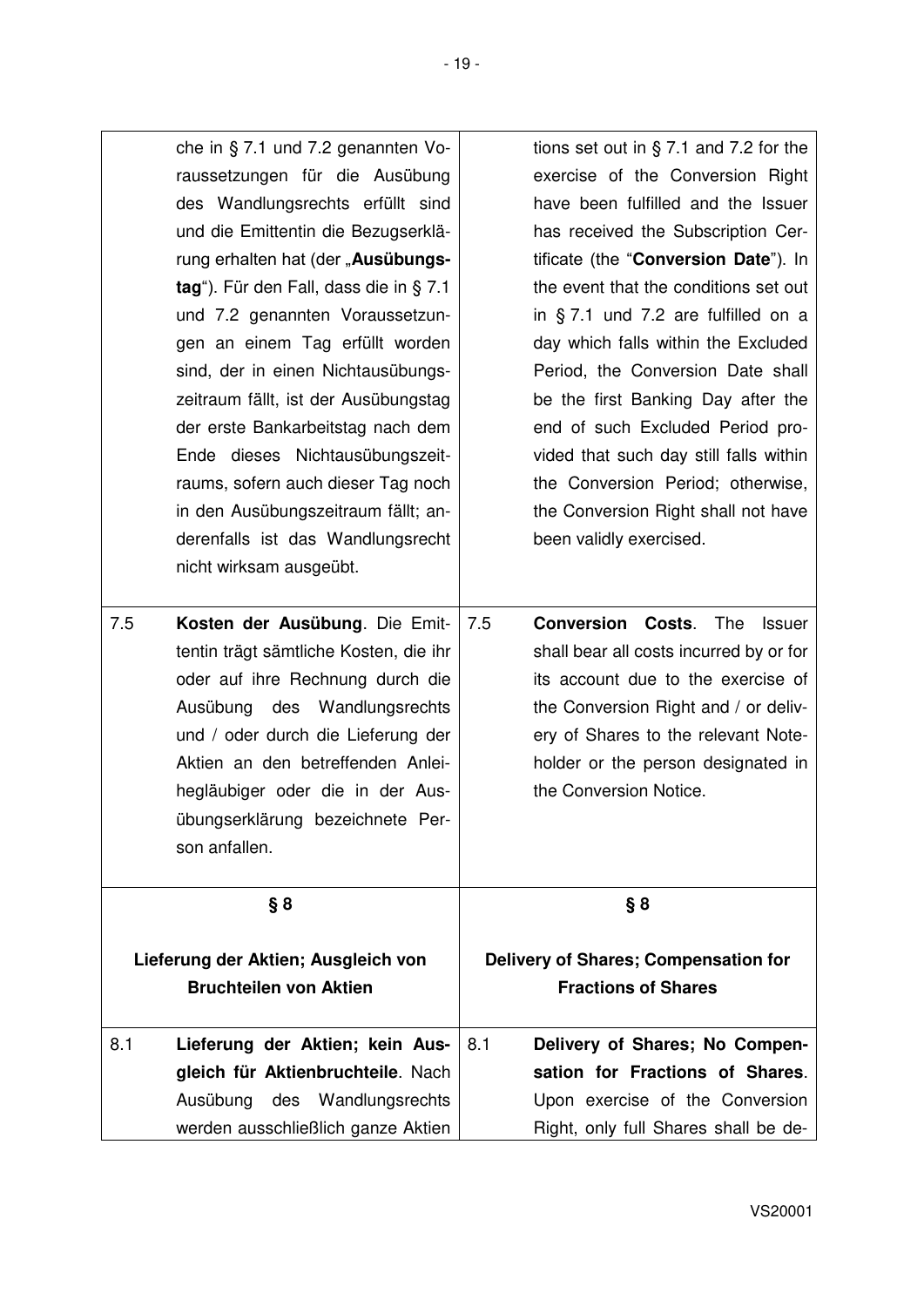| German | English |
|---|---|
| che in § 7.1 und 7.2 genannten Voraussetzungen für die Ausübung des Wandlungsrechts erfüllt sind und die Emittentin die Bezugserklärung erhalten hat (der „**Ausübungstag**"). Für den Fall, dass die in § 7.1 und 7.2 genannten Voraussetzungen an einem Tag erfüllt worden sind, der in einen Nichtausübungszeitraum fällt, ist der Ausübungstag der erste Bankarbeitstag nach dem Ende dieses Nichtausübungszeitraums, sofern auch dieser Tag noch in den Ausübungszeitraum fällt; anderenfalls ist das Wandlungsrecht nicht wirksam ausgeübt. | tions set out in § 7.1 and 7.2 for the exercise of the Conversion Right have been fulfilled and the Issuer has received the Subscription Certificate (the "**Conversion Date**"). In the event that the conditions set out in § 7.1 and 7.2 are fulfilled on a day which falls within the Excluded Period, the Conversion Date shall be the first Banking Day after the end of such Excluded Period provided that such day still falls within the Conversion Period; otherwise, the Conversion Right shall not have been validly exercised. |
| 7.5 **Kosten der Ausübung**. Die Emittentin trägt sämtliche Kosten, die ihr oder auf ihre Rechnung durch die Ausübung des Wandlungsrechts und / oder durch die Lieferung der Aktien an den betreffenden Anleihegläubiger oder die in der Ausübungserklärung bezeichnete Person anfallen. | 7.5 **Conversion Costs**. The Issuer shall bear all costs incurred by or for its account due to the exercise of the Conversion Right and / or delivery of Shares to the relevant Noteholder or the person designated in the Conversion Notice. |
| **§ 8**<br><br>**Lieferung der Aktien; Ausgleich von Bruchteilen von Aktien** | **§ 8**<br><br>**Delivery of Shares; Compensation for Fractions of Shares** |
| 8.1 **Lieferung der Aktien; kein Ausgleich für Aktienbruchteile**. Nach Ausübung des Wandlungsrechts werden ausschließlich ganze Aktien | 8.1 **Delivery of Shares; No Compensation for Fractions of Shares**. Upon exercise of the Conversion Right, only full Shares shall be de- |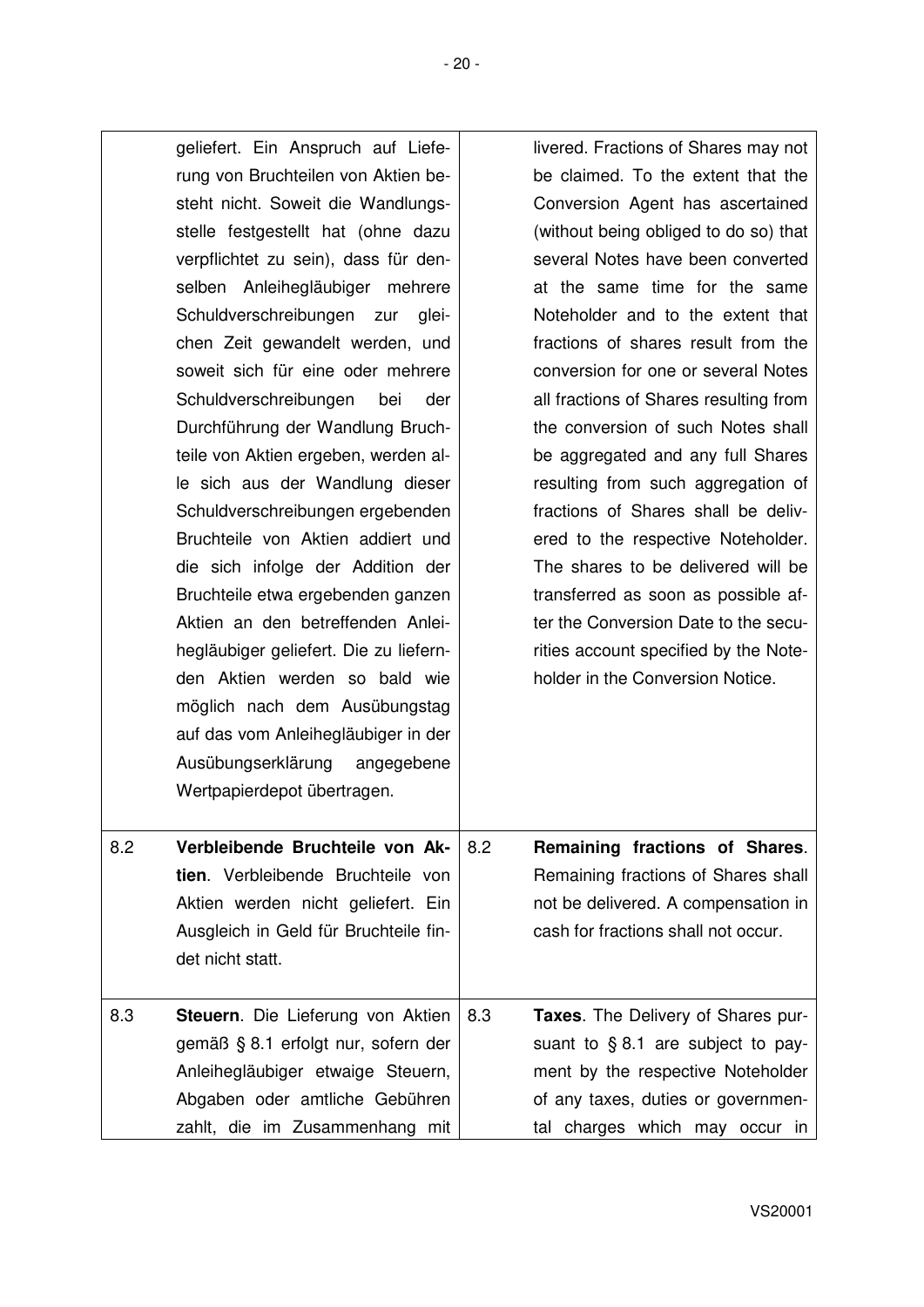| | | | |
|---|---|---|---|
| | geliefert. Ein Anspruch auf Lieferung von Bruchteilen von Aktien besteht nicht. Soweit die Wandlungsstelle festgestellt hat (ohne dazu verpflichtet zu sein), dass für denselben Anleihegläubiger mehrere Schuldverschreibungen zur gleichen Zeit gewandelt werden, und soweit sich für eine oder mehrere Schuldverschreibungen bei der Durchführung der Wandlung Bruchteile von Aktien ergeben, werden alle sich aus der Wandlung dieser Schuldverschreibungen ergebenden Bruchteile von Aktien addiert und die sich infolge der Addition der Bruchteile etwa ergebenden ganzen Aktien an den betreffenden Anleihegläubiger geliefert. Die zu liefernden Aktien werden so bald wie möglich nach dem Ausübungstag auf das vom Anleihegläubiger in der Ausübungserklärung angegebene Wertpapierdepot übertragen. | | livered. Fractions of Shares may not be claimed. To the extent that the Conversion Agent has ascertained (without being obliged to do so) that several Notes have been converted at the same time for the same Noteholder and to the extent that fractions of shares result from the conversion for one or several Notes all fractions of Shares resulting from the conversion of such Notes shall be aggregated and any full Shares resulting from such aggregation of fractions of Shares shall be delivered to the respective Noteholder. The shares to be delivered will be transferred as soon as possible after the Conversion Date to the securities account specified by the Noteholder in the Conversion Notice. |
| 8.2 | **Verbleibende Bruchteile von Aktien**. Verbleibende Bruchteile von Aktien werden nicht geliefert. Ein Ausgleich in Geld für Bruchteile findet nicht statt. | 8.2 | **Remaining fractions of Shares**. Remaining fractions of Shares shall not be delivered. A compensation in cash for fractions shall not occur. |
| 8.3 | **Steuern**. Die Lieferung von Aktien gemäß § 8.1 erfolgt nur, sofern der Anleihegläubiger etwaige Steuern, Abgaben oder amtliche Gebühren zahlt, die im Zusammenhang mit | 8.3 | **Taxes**. The Delivery of Shares pursuant to § 8.1 are subject to payment by the respective Noteholder of any taxes, duties or governmental charges which may occur in |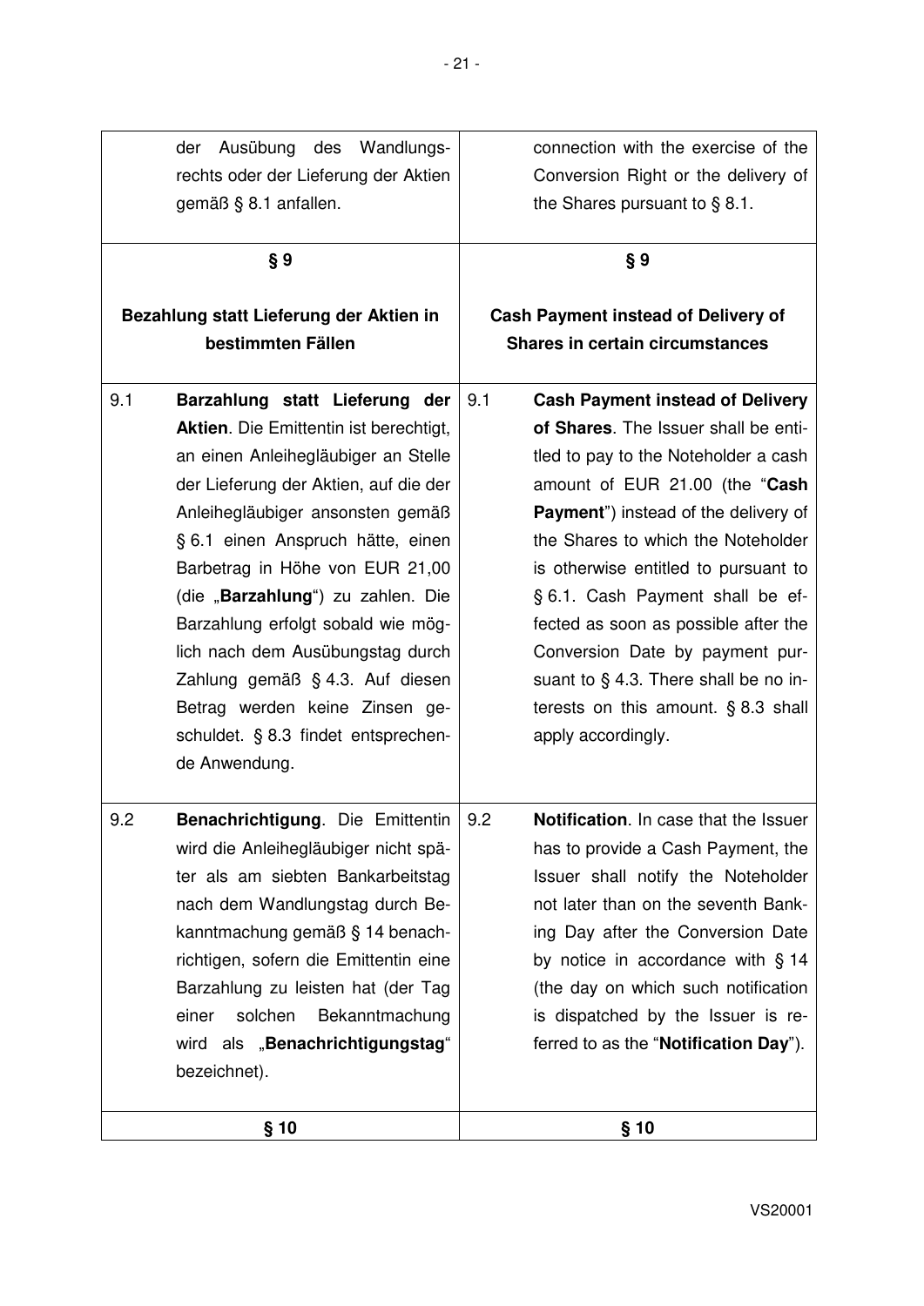| | |
|---|---|
| der Ausübung des Wandlungsrechts oder der Lieferung der Aktien gemäß § 8.1 anfallen. | connection with the exercise of the Conversion Right or the delivery of the Shares pursuant to § 8.1. |
| **§ 9**<br><br>**Bezahlung statt Lieferung der Aktien in bestimmten Fällen** | **§ 9**<br><br>**Cash Payment instead of Delivery of Shares in certain circumstances** |
| 9.1 **Barzahlung statt Lieferung der Aktien**. Die Emittentin ist berechtigt, an einen Anleihegläubiger an Stelle der Lieferung der Aktien, auf die der Anleihegläubiger ansonsten gemäß § 6.1 einen Anspruch hätte, einen Barbetrag in Höhe von EUR 21,00 (die „**Barzahlung**") zu zahlen. Die Barzahlung erfolgt sobald wie möglich nach dem Ausübungstag durch Zahlung gemäß § 4.3. Auf diesen Betrag werden keine Zinsen geschuldet. § 8.3 findet entsprechende Anwendung. | 9.1 **Cash Payment instead of Delivery of Shares**. The Issuer shall be entitled to pay to the Noteholder a cash amount of EUR 21.00 (the "**Cash Payment**") instead of the delivery of the Shares to which the Noteholder is otherwise entitled to pursuant to § 6.1. Cash Payment shall be effected as soon as possible after the Conversion Date by payment pursuant to § 4.3. There shall be no interests on this amount. § 8.3 shall apply accordingly. |
| 9.2 **Benachrichtigung**. Die Emittentin wird die Anleihegläubiger nicht später als am siebten Bankarbeitstag nach dem Wandlungstag durch Bekanntmachung gemäß § 14 benachrichtigen, sofern die Emittentin eine Barzahlung zu leisten hat (der Tag einer solchen Bekanntmachung wird als „**Benachrichtigungstag**" bezeichnet). | 9.2 **Notification**. In case that the Issuer has to provide a Cash Payment, the Issuer shall notify the Noteholder not later than on the seventh Banking Day after the Conversion Date by notice in accordance with § 14 (the day on which such notification is dispatched by the Issuer is referred to as the "**Notification Day**"). |
| **§ 10** | **§ 10** |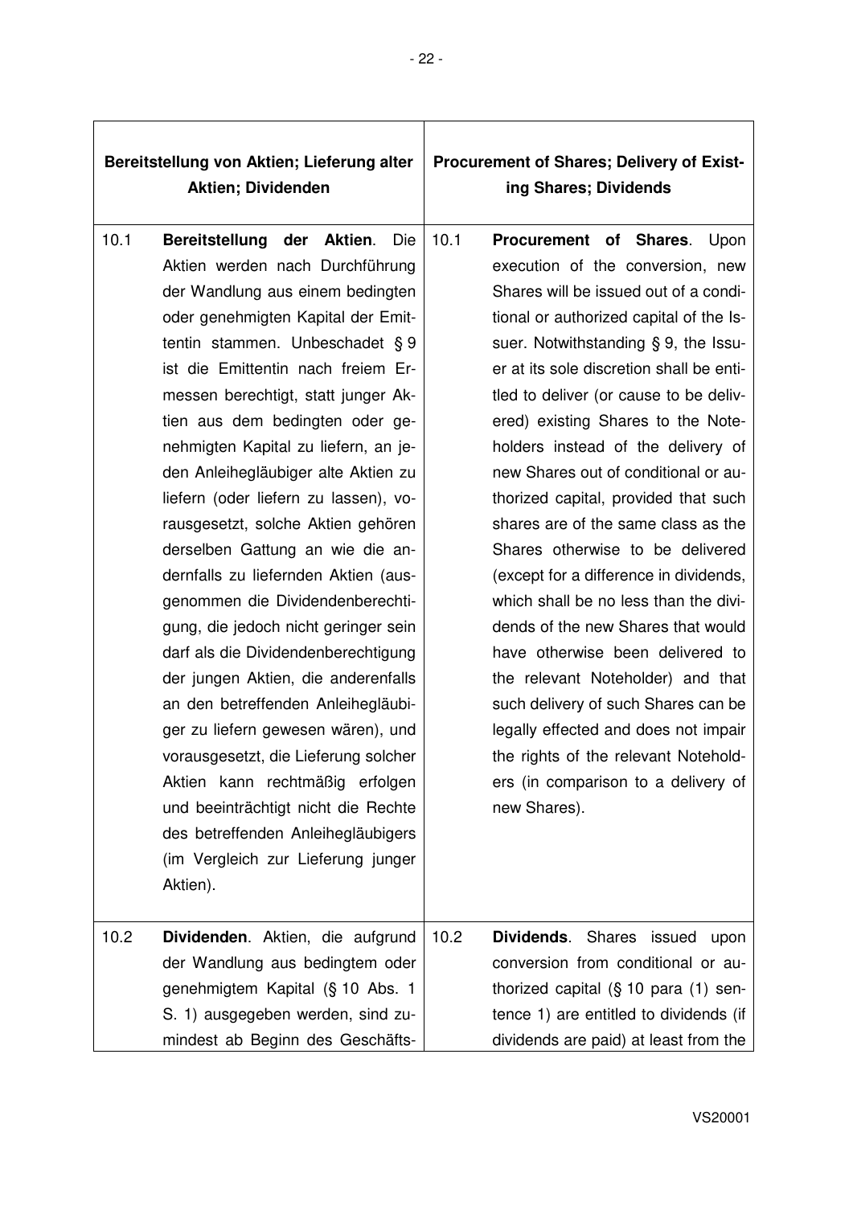| **Bereitstellung von Aktien; Lieferung alter Aktien; Dividenden** | | **Procurement of Shares; Delivery of Existing Shares; Dividends** | |
|---|---|---|---|
| 10.1 | **Bereitstellung der Aktien**. Die Aktien werden nach Durchführung der Wandlung aus einem bedingten oder genehmigten Kapital der Emittentin stammen. Unbeschadet § 9 ist die Emittentin nach freiem Ermessen berechtigt, statt junger Aktien aus dem bedingten oder genehmigten Kapital zu liefern, an jeden Anleihegläubiger alte Aktien zu liefern (oder liefern zu lassen), vorausgesetzt, solche Aktien gehören derselben Gattung an wie die andernfalls zu liefernden Aktien (ausgenommen die Dividendenberechtigung, die jedoch nicht geringer sein darf als die Dividendenberechtigung der jungen Aktien, die anderenfalls an den betreffenden Anleihegläubiger zu liefern gewesen wären), und vorausgesetzt, die Lieferung solcher Aktien kann rechtmäßig erfolgen und beeinträchtigt nicht die Rechte des betreffenden Anleihegläubigers (im Vergleich zur Lieferung junger Aktien). | 10.1 | **Procurement of Shares**. Upon execution of the conversion, new Shares will be issued out of a conditional or authorized capital of the Issuer. Notwithstanding § 9, the Issuer at its sole discretion shall be entitled to deliver (or cause to be delivered) existing Shares to the Noteholders instead of the delivery of new Shares out of conditional or authorized capital, provided that such shares are of the same class as the Shares otherwise to be delivered (except for a difference in dividends, which shall be no less than the dividends of the new Shares that would have otherwise been delivered to the relevant Noteholder) and that such delivery of such Shares can be legally effected and does not impair the rights of the relevant Noteholders (in comparison to a delivery of new Shares). |
| 10.2 | **Dividenden**. Aktien, die aufgrund der Wandlung aus bedingtem oder genehmigtem Kapital (§ 10 Abs. 1 S. 1) ausgegeben werden, sind zumindest ab Beginn des Geschäfts- | 10.2 | **Dividends**. Shares issued upon conversion from conditional or authorized capital (§ 10 para (1) sentence 1) are entitled to dividends (if dividends are paid) at least from the |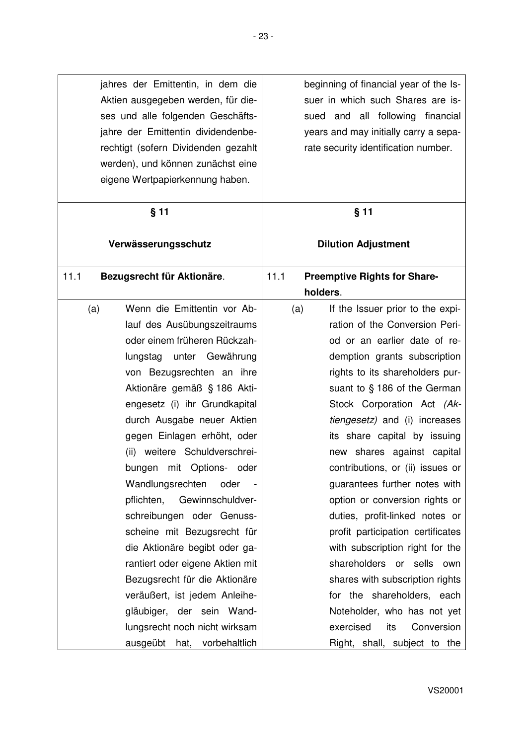| | |
|---|---|
| jahres der Emittentin, in dem die Aktien ausgegeben werden, für dieses und alle folgenden Geschäftsjahre der Emittentin dividendenberechtigt (sofern Dividenden gezahlt werden), und können zunächst eine eigene Wertpapierkennung haben. | beginning of financial year of the Issuer in which such Shares are issued and all following financial years and may initially carry a separate security identification number. |
| **§ 11**<br><br>**Verwässerungsschutz** | **§ 11**<br><br>**Dilution Adjustment** |
| 11.1 **Bezugsrecht für Aktionäre**. | 11.1 **Preemptive Rights for Shareholders**. |
| (a) Wenn die Emittentin vor Ablauf des Ausübungszeitraums oder einem früheren Rückzahlungstag unter Gewährung von Bezugsrechten an ihre Aktionäre gemäß § 186 Aktiengesetz (i) ihr Grundkapital durch Ausgabe neuer Aktien gegen Einlagen erhöht, oder (ii) weitere Schuldverschreibungen mit Options- oder Wandlungsrechten oder -pflichten, Gewinnschuldverschreibungen oder Genussscheine mit Bezugsrecht für die Aktionäre begibt oder garantiert oder eigene Aktien mit Bezugsrecht für die Aktionäre veräußert, ist jedem Anleihegläubiger, der sein Wandlungsrecht noch nicht wirksam ausgeübt hat, vorbehaltlich | (a) If the Issuer prior to the expiration of the Conversion Period or an earlier date of redemption grants subscription rights to its shareholders pursuant to § 186 of the German Stock Corporation Act *(Aktiengesetz)* and (i) increases its share capital by issuing new shares against capital contributions, or (ii) issues or guarantees further notes with option or conversion rights or duties, profit-linked notes or profit participation certificates with subscription right for the shareholders or sells own shares with subscription rights for the shareholders, each Noteholder, who has not yet exercised its Conversion Right, shall, subject to the |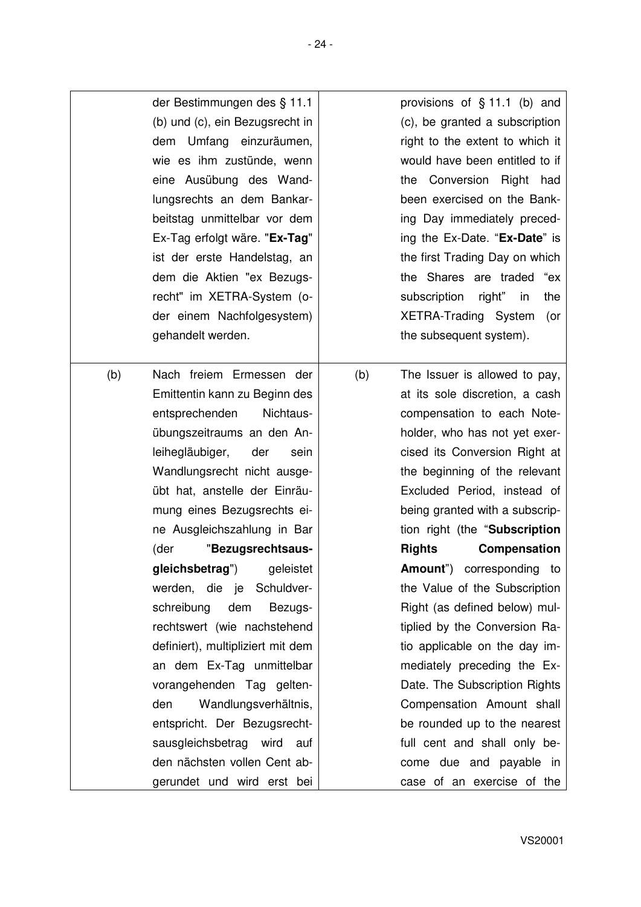| | German | | English |
|---|---|---|---|
| | der Bestimmungen des § 11.1 (b) und (c), ein Bezugsrecht in dem Umfang einzuräumen, wie es ihm zustünde, wenn eine Ausübung des Wandlungsrechts an dem Bankarbeitstag unmittelbar vor dem Ex-Tag erfolgt wäre. "**Ex-Tag**" ist der erste Handelstag, an dem die Aktien "ex Bezugsrecht" im XETRA-System (oder einem Nachfolgesystem) gehandelt werden. | | provisions of § 11.1 (b) and (c), be granted a subscription right to the extent to which it would have been entitled to if the Conversion Right had been exercised on the Banking Day immediately preceding the Ex-Date. "**Ex-Date**" is the first Trading Day on which the Shares are traded "ex subscription right" in the XETRA-Trading System (or the subsequent system). |
| (b) | Nach freiem Ermessen der Emittentin kann zu Beginn des entsprechenden Nichtausübungszeitraums an den Anleihegläubiger, der sein Wandlungsrecht nicht ausgeübt hat, anstelle der Einräumung eines Bezugsrechts eine Ausgleichszahlung in Bar (der "**Bezugsrechtsausgleichsbetrag**") geleistet werden, die je Schuldverschreibung dem Bezugsrechtswert (wie nachstehend definiert), multipliziert mit dem an dem Ex-Tag unmittelbar vorangehenden Tag geltenden Wandlungsverhältnis, entspricht. Der Bezugsrechtsausgleichsbetrag wird auf den nächsten vollen Cent abgerundet und wird erst bei | (b) | The Issuer is allowed to pay, at its sole discretion, a cash compensation to each Noteholder, who has not yet exercised its Conversion Right at the beginning of the relevant Excluded Period, instead of being granted with a subscription right (the "**Subscription Rights Compensation Amount**") corresponding to the Value of the Subscription Right (as defined below) multiplied by the Conversion Ratio applicable on the day immediately preceding the Ex-Date. The Subscription Rights Compensation Amount shall be rounded up to the nearest full cent and shall only become due and payable in case of an exercise of the |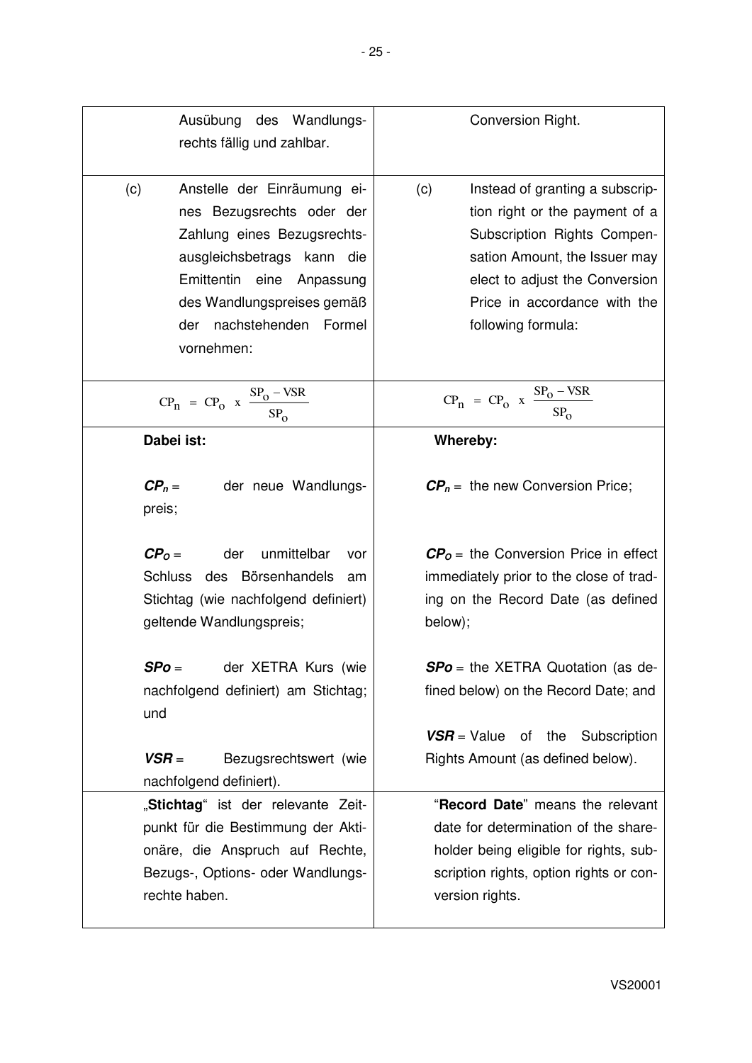| German | English |
|---|---|
| Ausübung des Wandlungsrechts fällig und zahlbar. | Conversion Right. |
| (c) Anstelle der Einräumung eines Bezugsrechts oder der Zahlung eines Bezugsrechtsausgleichsbetrags kann die Emittentin eine Anpassung des Wandlungspreises gemäß der nachstehenden Formel vornehmen: | (c) Instead of granting a subscription right or the payment of a Subscription Rights Compensation Amount, the Issuer may elect to adjust the Conversion Price in accordance with the following formula: |
| $CP_n = CP_O \times \frac{SP_O - VSR}{SP_O}$ | $CP_n = CP_O \times \frac{SP_O - VSR}{SP_O}$ |
| **Dabei ist:**<br><br>***CP<sub>n</sub>*** = der neue Wandlungspreis;<br><br>***CP<sub>O</sub>*** = der unmittelbar vor Schluss des Börsenhandels am Stichtag (wie nachfolgend definiert) geltende Wandlungspreis;<br><br>***SPo*** = der XETRA Kurs (wie nachfolgend definiert) am Stichtag; und<br><br>***VSR*** = Bezugsrechtswert (wie nachfolgend definiert). | **Whereby:**<br><br>***CP<sub>n</sub>*** = the new Conversion Price;<br><br>***CP<sub>O</sub>*** = the Conversion Price in effect immediately prior to the close of trading on the Record Date (as defined below);<br><br>***SPo*** = the XETRA Quotation (as defined below) on the Record Date; and<br><br>***VSR*** = Value of the Subscription Rights Amount (as defined below). |
| „**Stichtag**" ist der relevante Zeitpunkt für die Bestimmung der Aktionäre, die Anspruch auf Rechte, Bezugs-, Options- oder Wandlungsrechte haben. | "**Record Date**" means the relevant date for determination of the shareholder being eligible for rights, subscription rights, option rights or conversion rights. |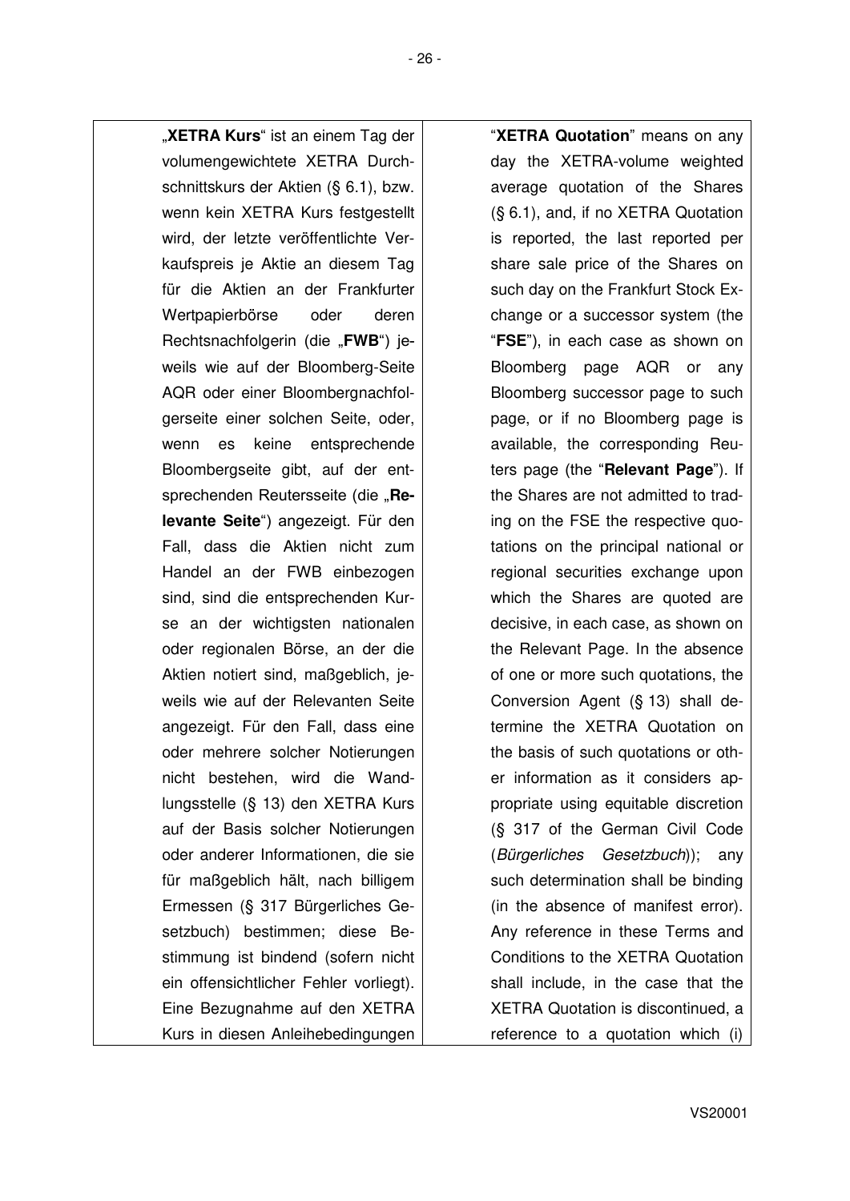| „**XETRA Kurs**" ist an einem Tag der volumengewichtete XETRA Durchschnittskurs der Aktien (§ 6.1), bzw. wenn kein XETRA Kurs festgestellt wird, der letzte veröffentlichte Verkaufspreis je Aktie an diesem Tag für die Aktien an der Frankfurter Wertpapierbörse oder deren Rechtsnachfolgerin (die „**FWB**") jeweils wie auf der Bloomberg-Seite AQR oder einer Bloombergnachfolgerseite einer solchen Seite, oder, wenn es keine entsprechende Bloombergseite gibt, auf der entsprechenden Reutersseite (die „**Relevante Seite**") angezeigt. Für den Fall, dass die Aktien nicht zum Handel an der FWB einbezogen sind, sind die entsprechenden Kurse an der wichtigsten nationalen oder regionalen Börse, an der die Aktien notiert sind, maßgeblich, jeweils wie auf der Relevanten Seite angezeigt. Für den Fall, dass eine oder mehrere solcher Notierungen nicht bestehen, wird die Wandlungsstelle (§ 13) den XETRA Kurs auf der Basis solcher Notierungen oder anderer Informationen, die sie für maßgeblich hält, nach billigem Ermessen (§ 317 Bürgerliches Gesetzbuch) bestimmen; diese Bestimmung ist bindend (sofern nicht ein offensichtlicher Fehler vorliegt). Eine Bezugnahme auf den XETRA Kurs in diesen Anleihebedingungen | "**XETRA Quotation**" means on any day the XETRA-volume weighted average quotation of the Shares (§ 6.1), and, if no XETRA Quotation is reported, the last reported per share sale price of the Shares on such day on the Frankfurt Stock Exchange or a successor system (the "**FSE**"), in each case as shown on Bloomberg page AQR or any Bloomberg successor page to such page, or if no Bloomberg page is available, the corresponding Reuters page (the "**Relevant Page**"). If the Shares are not admitted to trading on the FSE the respective quotations on the principal national or regional securities exchange upon which the Shares are quoted are decisive, in each case, as shown on the Relevant Page. In the absence of one or more such quotations, the Conversion Agent (§ 13) shall determine the XETRA Quotation on the basis of such quotations or other information as it considers appropriate using equitable discretion (§ 317 of the German Civil Code (*Bürgerliches Gesetzbuch*)); any such determination shall be binding (in the absence of manifest error). Any reference in these Terms and Conditions to the XETRA Quotation shall include, in the case that the XETRA Quotation is discontinued, a reference to a quotation which (i) |
|---|---|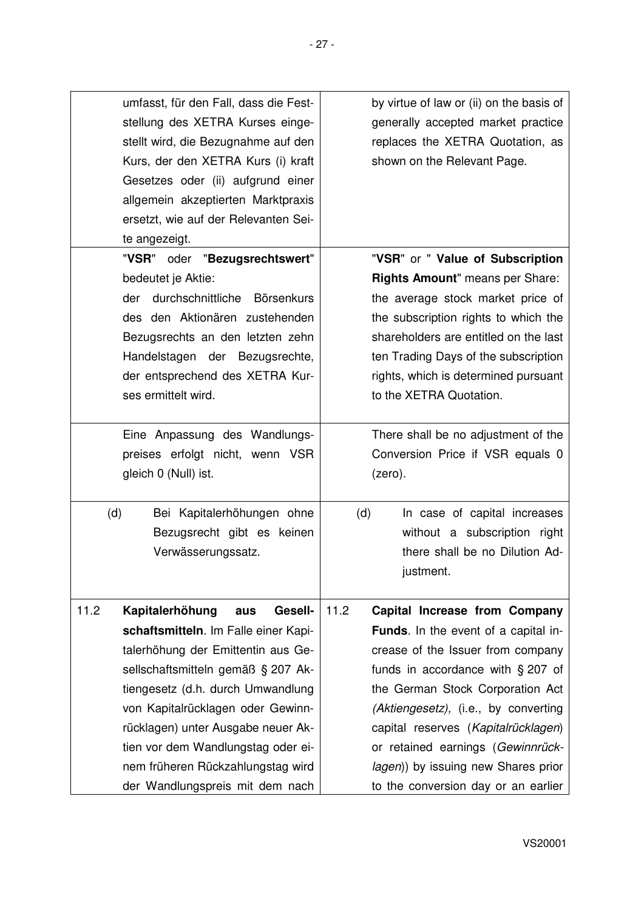| | |
|---|---|
| umfasst, für den Fall, dass die Feststellung des XETRA Kurses eingestellt wird, die Bezugnahme auf den Kurs, der den XETRA Kurs (i) kraft Gesetzes oder (ii) aufgrund einer allgemein akzeptierten Marktpraxis ersetzt, wie auf der Relevanten Seite angezeigt. | by virtue of law or (ii) on the basis of generally accepted market practice replaces the XETRA Quotation, as shown on the Relevant Page. |
| "**VSR**" oder "**Bezugsrechtswert**" bedeutet je Aktie: der durchschnittliche Börsenkurs des den Aktionären zustehenden Bezugsrechts an den letzten zehn Handelstagen der Bezugsrechte, der entsprechend des XETRA Kurses ermittelt wird. | "**VSR**" or " **Value of Subscription Rights Amount**" means per Share: the average stock market price of the subscription rights to which the shareholders are entitled on the last ten Trading Days of the subscription rights, which is determined pursuant to the XETRA Quotation. |
| Eine Anpassung des Wandlungspreises erfolgt nicht, wenn VSR gleich 0 (Null) ist. | There shall be no adjustment of the Conversion Price if VSR equals 0 (zero). |
| (d) Bei Kapitalerhöhungen ohne Bezugsrecht gibt es keinen Verwässerungssatz. | (d) In case of capital increases without a subscription right there shall be no Dilution Adjustment. |
| 11.2 **Kapitalerhöhung aus Gesellschaftsmitteln**. Im Falle einer Kapitalerhöhung der Emittentin aus Gesellschaftsmitteln gemäß § 207 Aktiengesetz (d.h. durch Umwandlung von Kapitalrücklagen oder Gewinnrücklagen) unter Ausgabe neuer Aktien vor dem Wandlungstag oder einem früheren Rückzahlungstag wird der Wandlungspreis mit dem nach | 11.2 **Capital Increase from Company Funds**. In the event of a capital increase of the Issuer from company funds in accordance with § 207 of the German Stock Corporation Act *(Aktiengesetz),* (i.e., by converting capital reserves (*Kapitalrücklagen*) or retained earnings (*Gewinnrücklagen*)) by issuing new Shares prior to the conversion day or an earlier |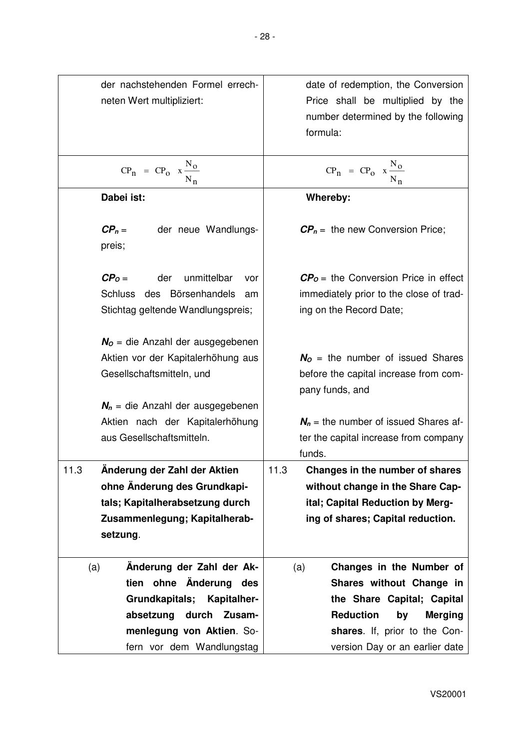| | |
|---|---|
| der nachstehenden Formel errechneten Wert multipliziert: | date of redemption, the Conversion Price shall be multiplied by the number determined by the following formula: |
| $CP_n = CP_o \times \frac{N_o}{N_n}$ | $CP_n = CP_o \times \frac{N_o}{N_n}$ |
| **Dabei ist:**<br><br>$CP_n$ = der neue Wandlungspreis;<br><br>$CP_O$ = der unmittelbar vor Schluss des Börsenhandels am Stichtag geltende Wandlungspreis;<br><br>$N_O$ = die Anzahl der ausgegebenen Aktien vor der Kapitalerhöhung aus Gesellschaftsmitteln, und<br><br>$N_n$ = die Anzahl der ausgegebenen Aktien nach der Kapitalerhöhung aus Gesellschaftsmitteln. | **Whereby:**<br><br>$CP_n$ = the new Conversion Price;<br><br>$CP_O$ = the Conversion Price in effect immediately prior to the close of trading on the Record Date;<br><br>$N_O$ = the number of issued Shares before the capital increase from company funds, and<br><br>$N_n$ = the number of issued Shares after the capital increase from company funds. |
| 11.3 **Änderung der Zahl der Aktien ohne Änderung des Grundkapitals; Kapitalherabsetzung durch Zusammenlegung; Kapitalherabsetzung**. | 11.3 **Changes in the number of shares without change in the Share Capital; Capital Reduction by Merging of shares; Capital reduction.** |
| (a) **Änderung der Zahl der Aktien ohne Änderung des Grundkapitals; Kapitalherabsetzung durch Zusammenlegung von Aktien**. Sofern vor dem Wandlungstag | (a) **Changes in the Number of Shares without Change in the Share Capital; Capital Reduction by Merging shares**. If, prior to the Conversion Day or an earlier date |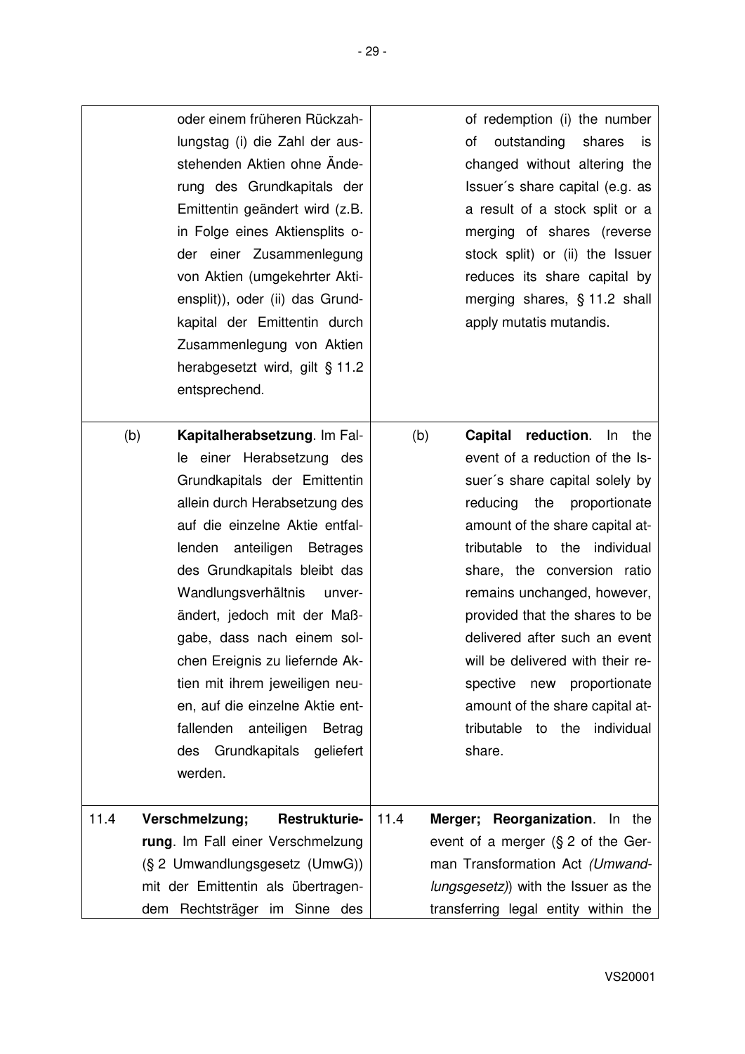| | |
|---|---|
| oder einem früheren Rückzahlungstag (i) die Zahl der ausstehenden Aktien ohne Änderung des Grundkapitals der Emittentin geändert wird (z.B. in Folge eines Aktiensplits oder einer Zusammenlegung von Aktien (umgekehrter Aktiensplit)), oder (ii) das Grundkapital der Emittentin durch Zusammenlegung von Aktien herabgesetzt wird, gilt § 11.2 entsprechend. | of redemption (i) the number of outstanding shares is changed without altering the Issuer´s share capital (e.g. as a result of a stock split or a merging of shares (reverse stock split) or (ii) the Issuer reduces its share capital by merging shares, § 11.2 shall apply mutatis mutandis. |
| (b) **Kapitalherabsetzung**. Im Falle einer Herabsetzung des Grundkapitals der Emittentin allein durch Herabsetzung des auf die einzelne Aktie entfallenden anteiligen Betrages des Grundkapitals bleibt das Wandlungsverhältnis unverändert, jedoch mit der Maßgabe, dass nach einem solchen Ereignis zu liefernde Aktien mit ihrem jeweiligen neuen, auf die einzelne Aktie entfallenden anteiligen Betrag des Grundkapitals geliefert werden. | (b) **Capital reduction**. In the event of a reduction of the Issuer´s share capital solely by reducing the proportionate amount of the share capital attributable to the individual share, the conversion ratio remains unchanged, however, provided that the shares to be delivered after such an event will be delivered with their respective new proportionate amount of the share capital attributable to the individual share. |
| 11.4 **Verschmelzung; Restrukturierung**. Im Fall einer Verschmelzung (§ 2 Umwandlungsgesetz (UmwG)) mit der Emittentin als übertragendem Rechtsträger im Sinne des | 11.4 **Merger; Reorganization**. In the event of a merger (§ 2 of the German Transformation Act *(Umwandlungsgesetz)*) with the Issuer as the transferring legal entity within the |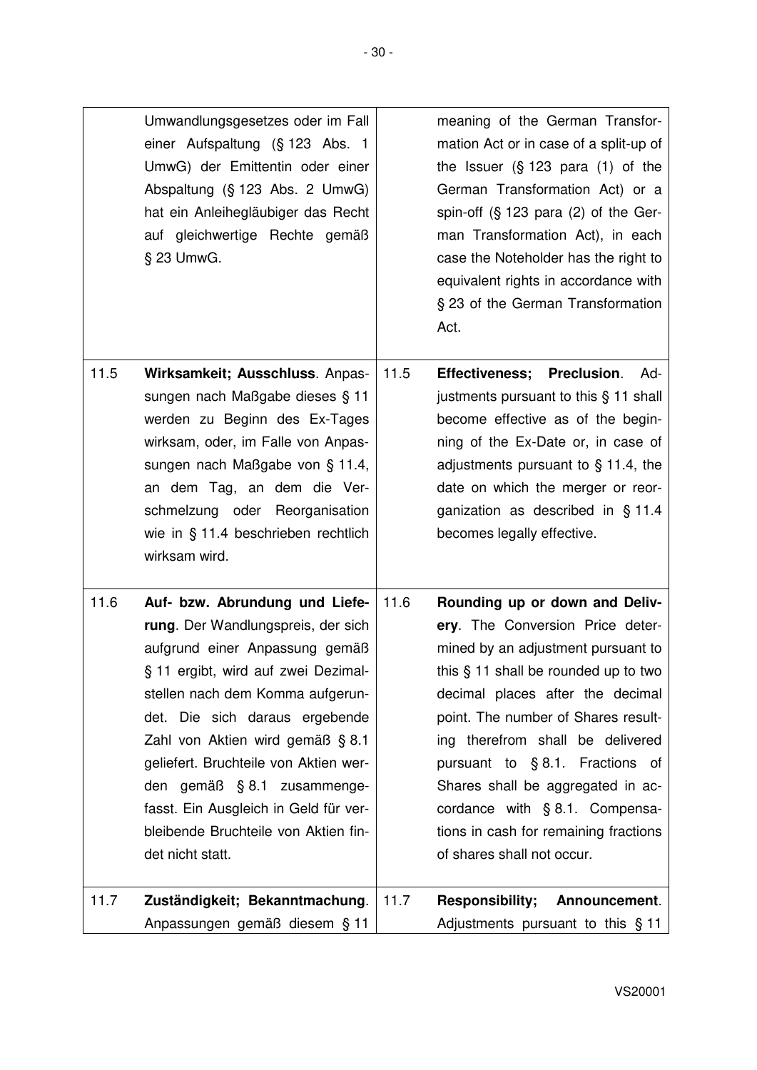| | German | | English |
|---|---|---|---|
| | Umwandlungsgesetzes oder im Fall einer Aufspaltung (§ 123 Abs. 1 UmwG) der Emittentin oder einer Abspaltung (§ 123 Abs. 2 UmwG) hat ein Anleihegläubiger das Recht auf gleichwertige Rechte gemäß § 23 UmwG. | | meaning of the German Transformation Act or in case of a split-up of the Issuer (§ 123 para (1) of the German Transformation Act) or a spin-off (§ 123 para (2) of the German Transformation Act), in each case the Noteholder has the right to equivalent rights in accordance with § 23 of the German Transformation Act. |
| 11.5 | **Wirksamkeit; Ausschluss**. Anpassungen nach Maßgabe dieses § 11 werden zu Beginn des Ex-Tages wirksam, oder, im Falle von Anpassungen nach Maßgabe von § 11.4, an dem Tag, an dem die Verschmelzung oder Reorganisation wie in § 11.4 beschrieben rechtlich wirksam wird. | 11.5 | **Effectiveness; Preclusion**. Adjustments pursuant to this § 11 shall become effective as of the beginning of the Ex-Date or, in case of adjustments pursuant to § 11.4, the date on which the merger or reorganization as described in § 11.4 becomes legally effective. |
| 11.6 | **Auf- bzw. Abrundung und Lieferung**. Der Wandlungspreis, der sich aufgrund einer Anpassung gemäß § 11 ergibt, wird auf zwei Dezimalstellen nach dem Komma aufgerundet. Die sich daraus ergebende Zahl von Aktien wird gemäß § 8.1 geliefert. Bruchteile von Aktien werden gemäß § 8.1 zusammengefasst. Ein Ausgleich in Geld für verbleibende Bruchteile von Aktien findet nicht statt. | 11.6 | **Rounding up or down and Delivery**. The Conversion Price determined by an adjustment pursuant to this § 11 shall be rounded up to two decimal places after the decimal point. The number of Shares resulting therefrom shall be delivered pursuant to § 8.1. Fractions of Shares shall be aggregated in accordance with § 8.1. Compensations in cash for remaining fractions of shares shall not occur. |
| 11.7 | **Zuständigkeit; Bekanntmachung**. Anpassungen gemäß diesem § 11 | 11.7 | **Responsibility; Announcement**. Adjustments pursuant to this § 11 |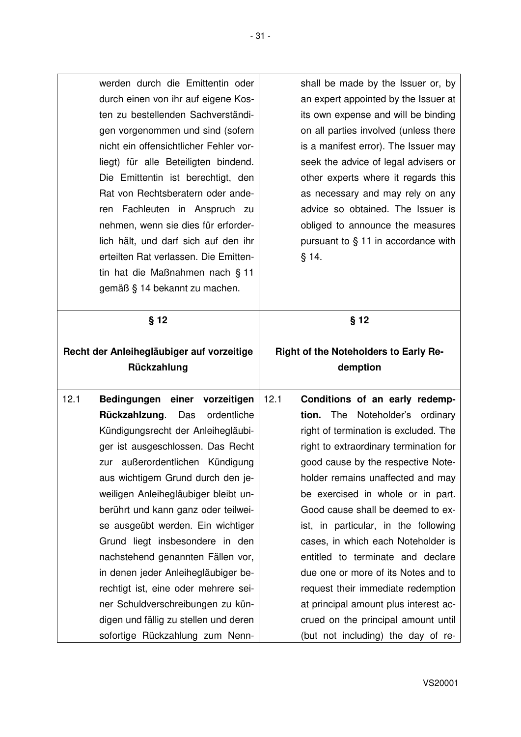| | |
|---|---|
| werden durch die Emittentin oder durch einen von ihr auf eigene Kosten zu bestellenden Sachverständigen vorgenommen und sind (sofern nicht ein offensichtlicher Fehler vorliegt) für alle Beteiligten bindend. Die Emittentin ist berechtigt, den Rat von Rechtsberatern oder anderen Fachleuten in Anspruch zu nehmen, wenn sie dies für erforderlich hält, und darf sich auf den ihr erteilten Rat verlassen. Die Emittentin hat die Maßnahmen nach § 11 gemäß § 14 bekannt zu machen. | shall be made by the Issuer or, by an expert appointed by the Issuer at its own expense and will be binding on all parties involved (unless there is a manifest error). The Issuer may seek the advice of legal advisers or other experts where it regards this as necessary and may rely on any advice so obtained. The Issuer is obliged to announce the measures pursuant to § 11 in accordance with § 14. |
| **§ 12**<br><br>**Recht der Anleihegläubiger auf vorzeitige Rückzahlung** | **§ 12**<br><br>**Right of the Noteholders to Early Redemption** |
| 12.1 **Bedingungen einer vorzeitigen Rückzahlzung**. Das ordentliche Kündigungsrecht der Anleihegläubiger ist ausgeschlossen. Das Recht zur außerordentlichen Kündigung aus wichtigem Grund durch den jeweiligen Anleihegläubiger bleibt unberührt und kann ganz oder teilweise ausgeübt werden. Ein wichtiger Grund liegt insbesondere in den nachstehend genannten Fällen vor, in denen jeder Anleihegläubiger berechtigt ist, eine oder mehrere seiner Schuldverschreibungen zu kündigen und fällig zu stellen und deren sofortige Rückzahlung zum Nenn- | 12.1 **Conditions of an early redemption.** The Noteholder's ordinary right of termination is excluded. The right to extraordinary termination for good cause by the respective Noteholder remains unaffected and may be exercised in whole or in part. Good cause shall be deemed to exist, in particular, in the following cases, in which each Noteholder is entitled to terminate and declare due one or more of its Notes and to request their immediate redemption at principal amount plus interest accrued on the principal amount until (but not including) the day of re- |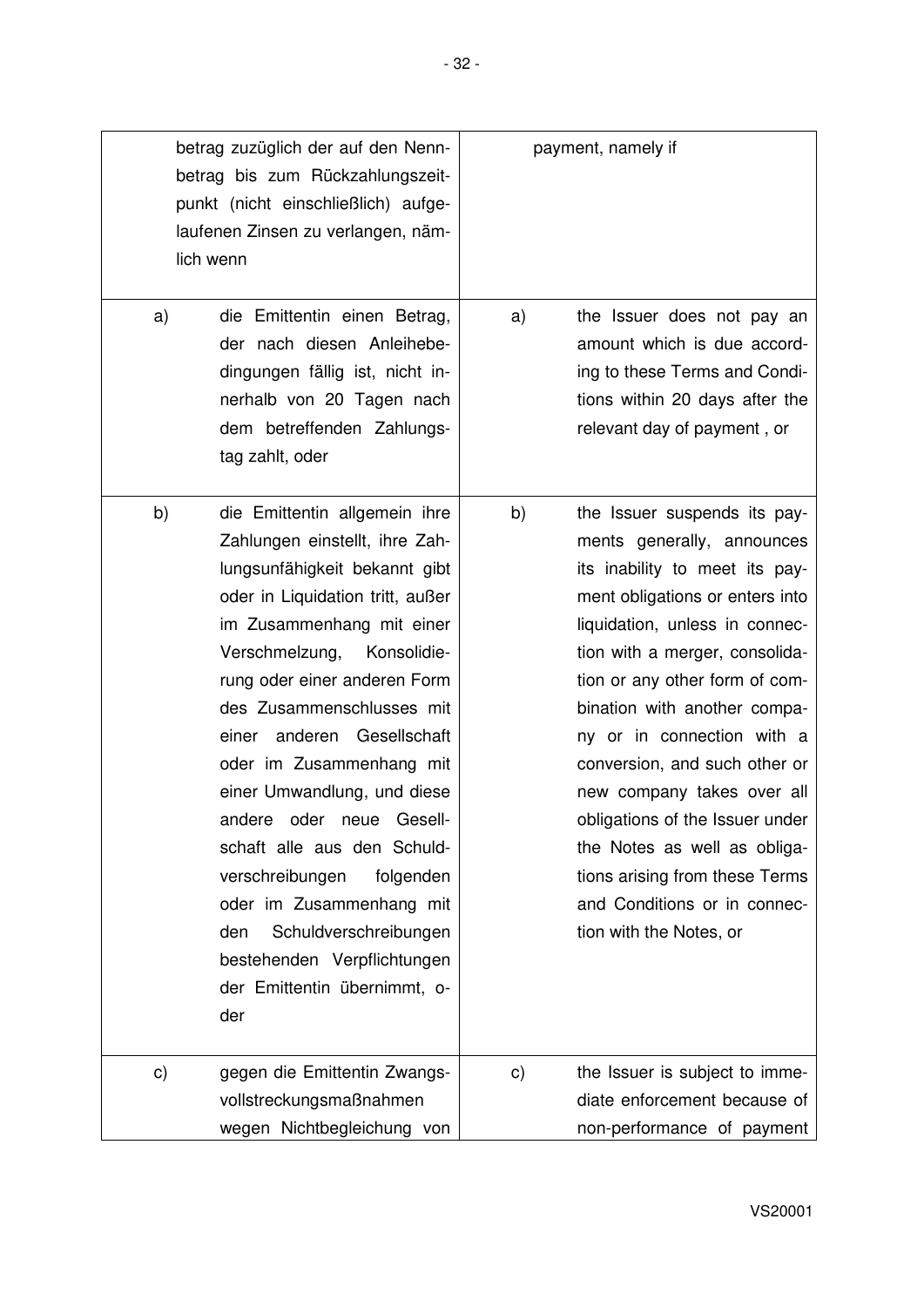| betrag zuzüglich der auf den Nennbetrag bis zum Rückzahlungszeitpunkt (nicht einschließlich) aufgelaufenen Zinsen zu verlangen, nämlich wenn | payment, namely if |
|---|---|
| a) die Emittentin einen Betrag, der nach diesen Anleihebedingungen fällig ist, nicht innerhalb von 20 Tagen nach dem betreffenden Zahlungstag zahlt, oder | a) the Issuer does not pay an amount which is due according to these Terms and Conditions within 20 days after the relevant day of payment , or |
| b) die Emittentin allgemein ihre Zahlungen einstellt, ihre Zahlungsunfähigkeit bekannt gibt oder in Liquidation tritt, außer im Zusammenhang mit einer Verschmelzung, Konsolidierung oder einer anderen Form des Zusammenschlusses mit einer anderen Gesellschaft oder im Zusammenhang mit einer Umwandlung, und diese andere oder neue Gesellschaft alle aus den Schuldverschreibungen folgenden oder im Zusammenhang mit den Schuldverschreibungen bestehenden Verpflichtungen der Emittentin übernimmt, oder | b) the Issuer suspends its payments generally, announces its inability to meet its payment obligations or enters into liquidation, unless in connection with a merger, consolidation or any other form of combination with another company or in connection with a conversion, and such other or new company takes over all obligations of the Issuer under the Notes as well as obligations arising from these Terms and Conditions or in connection with the Notes, or |
| c) gegen die Emittentin Zwangsvollstreckungsmaßnahmen wegen Nichtbegleichung von | c) the Issuer is subject to immediate enforcement because of non-performance of payment |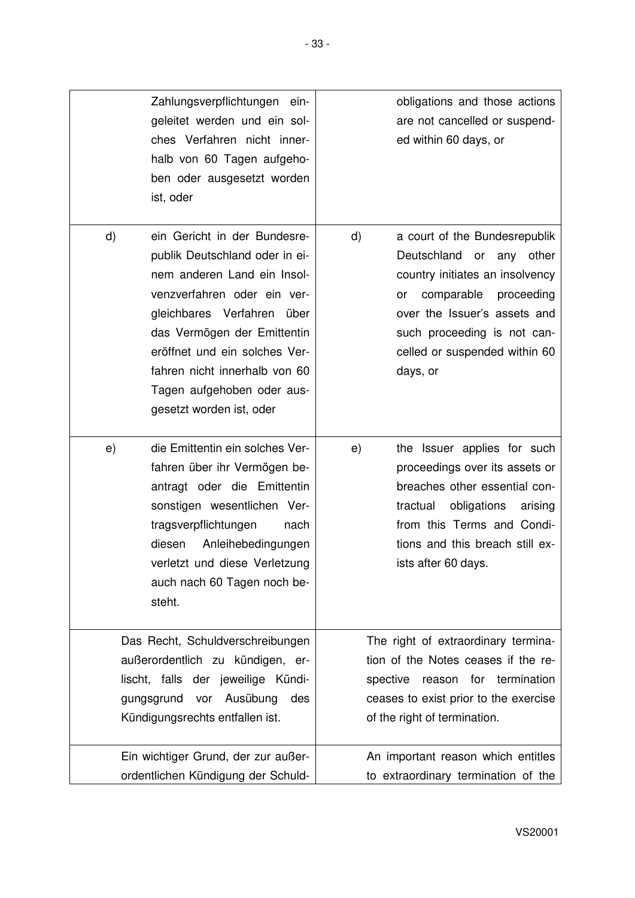| German | English |
|---|---|
| Zahlungsverpflichtungen eingeleitet werden und ein solches Verfahren nicht innerhalb von 60 Tagen aufgehoben oder ausgesetzt worden ist, oder | obligations and those actions are not cancelled or suspended within 60 days, or |
| d) ein Gericht in der Bundesrepublik Deutschland oder in einem anderen Land ein Insolvenzverfahren oder ein vergleichbares Verfahren über das Vermögen der Emittentin eröffnet und ein solches Verfahren nicht innerhalb von 60 Tagen aufgehoben oder ausgesetzt worden ist, oder | d) a court of the Bundesrepublik Deutschland or any other country initiates an insolvency or comparable proceeding over the Issuer's assets and such proceeding is not cancelled or suspended within 60 days, or |
| e) die Emittentin ein solches Verfahren über ihr Vermögen beantragt oder die Emittentin sonstigen wesentlichen Vertragsverpflichtungen nach diesen Anleihebedingungen verletzt und diese Verletzung auch nach 60 Tagen noch besteht. | e) the Issuer applies for such proceedings over its assets or breaches other essential contractual obligations arising from this Terms and Conditions and this breach still exists after 60 days. |
| Das Recht, Schuldverschreibungen außerordentlich zu kündigen, erlischt, falls der jeweilige Kündigungsgrund vor Ausübung des Kündigungsrechts entfallen ist. | The right of extraordinary termination of the Notes ceases if the respective reason for termination ceases to exist prior to the exercise of the right of termination. |
| Ein wichtiger Grund, der zur außerordentlichen Kündigung der Schuld- | An important reason which entitles to extraordinary termination of the |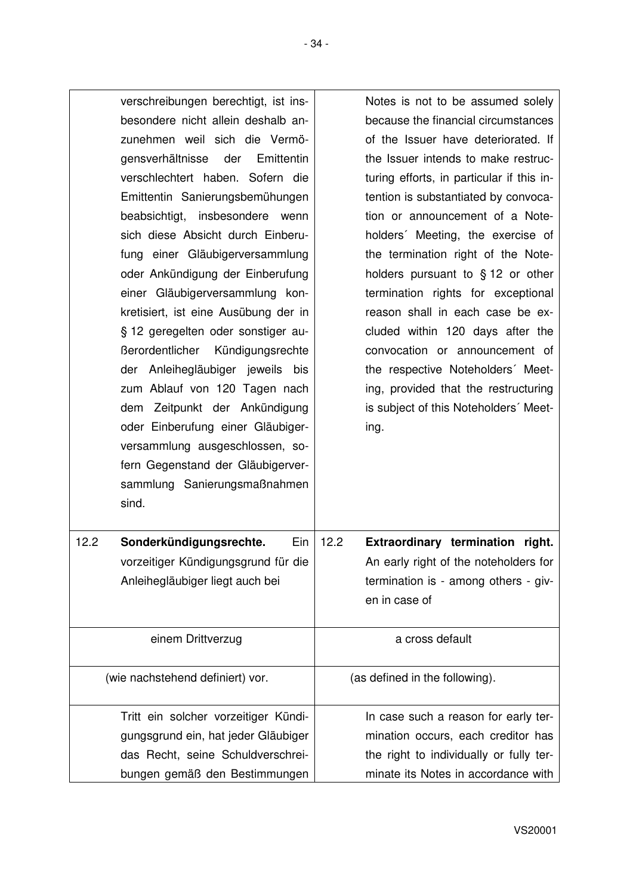| German | English |
|---|---|
| verschreibungen berechtigt, ist insbesondere nicht allein deshalb anzunehmen weil sich die Vermögensverhältnisse der Emittentin verschlechtert haben. Sofern die Emittentin Sanierungsbemühungen beabsichtigt, insbesondere wenn sich diese Absicht durch Einberufung einer Gläubigerversammlung oder Ankündigung der Einberufung einer Gläubigerversammlung konkretisiert, ist eine Ausübung der in § 12 geregelten oder sonstiger außerordentlicher Kündigungsrechte der Anleihegläubiger jeweils bis zum Ablauf von 120 Tagen nach dem Zeitpunkt der Ankündigung oder Einberufung einer Gläubigerversammlung ausgeschlossen, sofern Gegenstand der Gläubigerversammlung Sanierungsmaßnahmen sind. | Notes is not to be assumed solely because the financial circumstances of the Issuer have deteriorated. If the Issuer intends to make restructuring efforts, in particular if this intention is substantiated by convocation or announcement of a Noteholders´ Meeting, the exercise of the termination right of the Noteholders pursuant to § 12 or other termination rights for exceptional reason shall in each case be excluded within 120 days after the convocation or announcement of the respective Noteholders´ Meeting, provided that the restructuring is subject of this Noteholders´ Meeting. |
| 12.2 **Sonderkündigungsrechte.** Ein vorzeitiger Kündigungsgrund für die Anleihegläubiger liegt auch bei | 12.2 **Extraordinary termination right.** An early right of the noteholders for termination is - among others - given in case of |
| einem Drittverzug | a cross default |
| (wie nachstehend definiert) vor. | (as defined in the following). |
| Tritt ein solcher vorzeitiger Kündigungsgrund ein, hat jeder Gläubiger das Recht, seine Schuldverschreibungen gemäß den Bestimmungen | In case such a reason for early termination occurs, each creditor has the right to individually or fully terminate its Notes in accordance with |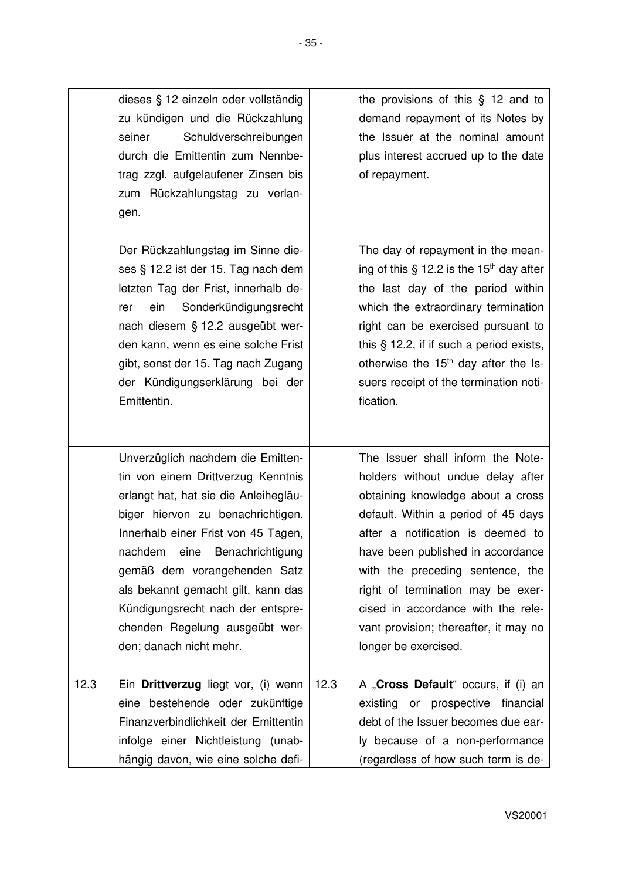| | | | |
|---|---|---|---|
| | dieses § 12 einzeln oder vollständig zu kündigen und die Rückzahlung seiner Schuldverschreibungen durch die Emittentin zum Nennbetrag zzgl. aufgelaufener Zinsen bis zum Rückzahlungstag zu verlangen. | | the provisions of this § 12 and to demand repayment of its Notes by the Issuer at the nominal amount plus interest accrued up to the date of repayment. |
| | Der Rückzahlungstag im Sinne dieses § 12.2 ist der 15. Tag nach dem letzten Tag der Frist, innerhalb derer ein Sonderkündigungsrecht nach diesem § 12.2 ausgeübt werden kann, wenn es eine solche Frist gibt, sonst der 15. Tag nach Zugang der Kündigungserklärung bei der Emittentin. | | The day of repayment in the meaning of this § 12.2 is the 15th day after the last day of the period within which the extraordinary termination right can be exercised pursuant to this § 12.2, if if such a period exists, otherwise the 15th day after the Issuers receipt of the termination notification. |
| | Unverzüglich nachdem die Emittentin von einem Drittverzug Kenntnis erlangt hat, hat sie die Anleihegläubiger hiervon zu benachrichtigen. Innerhalb einer Frist von 45 Tagen, nachdem eine Benachrichtigung gemäß dem vorangehenden Satz als bekannt gemacht gilt, kann das Kündigungsrecht nach der entsprechenden Regelung ausgeübt werden; danach nicht mehr. | | The Issuer shall inform the Noteholders without undue delay after obtaining knowledge about a cross default. Within a period of 45 days after a notification is deemed to have been published in accordance with the preceding sentence, the right of termination may be exercised in accordance with the relevant provision; thereafter, it may no longer be exercised. |
| 12.3 | Ein **Drittverzug** liegt vor, (i) wenn eine bestehende oder zukünftige Finanzverbindlichkeit der Emittentin infolge einer Nichtleistung (unabhängig davon, wie eine solche defi- | 12.3 | A „**Cross Default**" occurs, if (i) an existing or prospective financial debt of the Issuer becomes due early because of a non-performance (regardless of how such term is de- |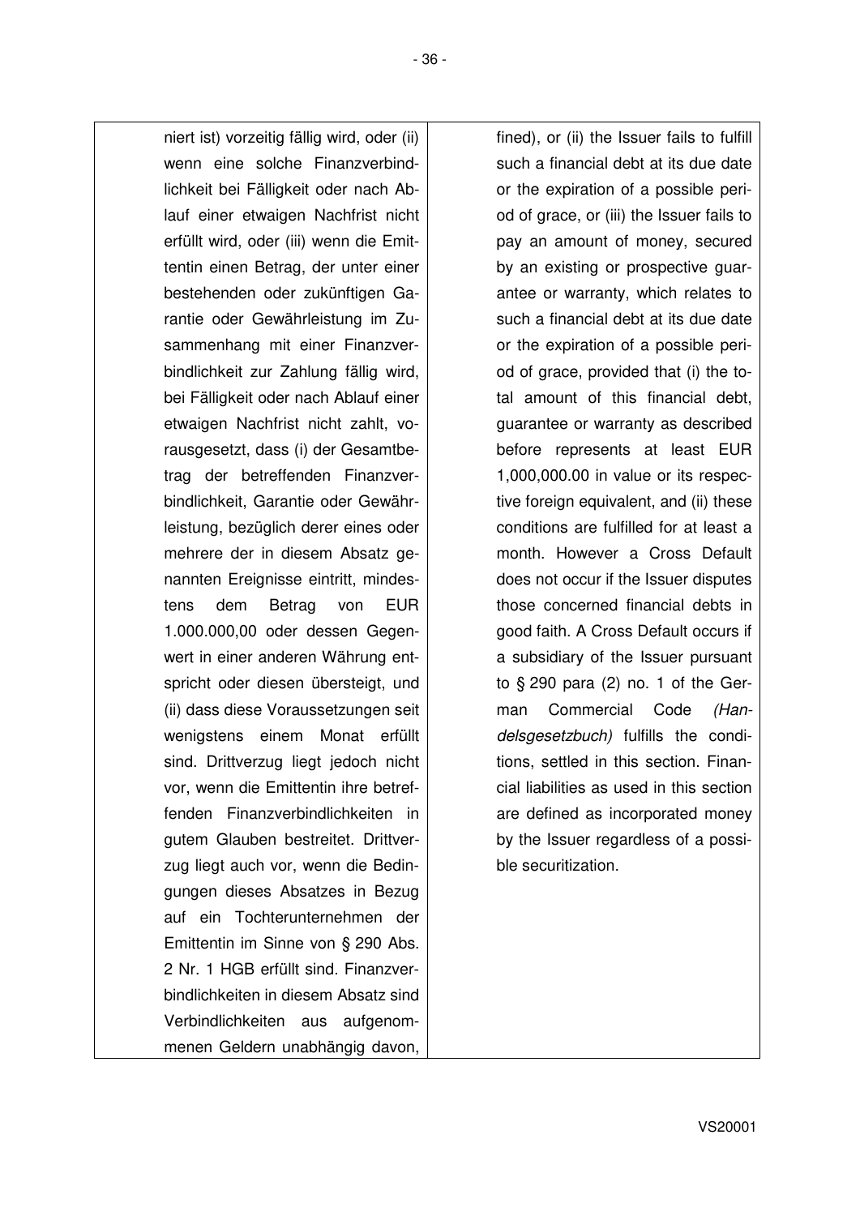| | | |
|---|---|---|
| | niert ist) vorzeitig fällig wird, oder (ii) wenn eine solche Finanzverbindlichkeit bei Fälligkeit oder nach Ablauf einer etwaigen Nachfrist nicht erfüllt wird, oder (iii) wenn die Emittentin einen Betrag, der unter einer bestehenden oder zukünftigen Garantie oder Gewährleistung im Zusammenhang mit einer Finanzverbindlichkeit zur Zahlung fällig wird, bei Fälligkeit oder nach Ablauf einer etwaigen Nachfrist nicht zahlt, vorausgesetzt, dass (i) der Gesamtbetrag der betreffenden Finanzverbindlichkeit, Garantie oder Gewährleistung, bezüglich derer eines oder mehrere der in diesem Absatz genannten Ereignisse eintritt, mindestens dem Betrag von EUR 1.000.000,00 oder dessen Gegenwert in einer anderen Währung entspricht oder diesen übersteigt, und (ii) dass diese Voraussetzungen seit wenigstens einem Monat erfüllt sind. Drittverzug liegt jedoch nicht vor, wenn die Emittentin ihre betreffenden Finanzverbindlichkeiten in gutem Glauben bestreitet. Drittverzug liegt auch vor, wenn die Bedingungen dieses Absatzes in Bezug auf ein Tochterunternehmen der Emittentin im Sinne von § 290 Abs. 2 Nr. 1 HGB erfüllt sind. Finanzverbindlichkeiten in diesem Absatz sind Verbindlichkeiten aus aufgenommenen Geldern unabhängig davon, | fined), or (ii) the Issuer fails to fulfill such a financial debt at its due date or the expiration of a possible period of grace, or (iii) the Issuer fails to pay an amount of money, secured by an existing or prospective guarantee or warranty, which relates to such a financial debt at its due date or the expiration of a possible period of grace, provided that (i) the total amount of this financial debt, guarantee or warranty as described before represents at least EUR 1,000,000.00 in value or its respective foreign equivalent, and (ii) these conditions are fulfilled for at least a month. However a Cross Default does not occur if the Issuer disputes those concerned financial debts in good faith. A Cross Default occurs if a subsidiary of the Issuer pursuant to § 290 para (2) no. 1 of the German Commercial Code *(Handelsgesetzbuch)* fulfills the conditions, settled in this section. Financial liabilities as used in this section are defined as incorporated money by the Issuer regardless of a possible securitization. |

VS20001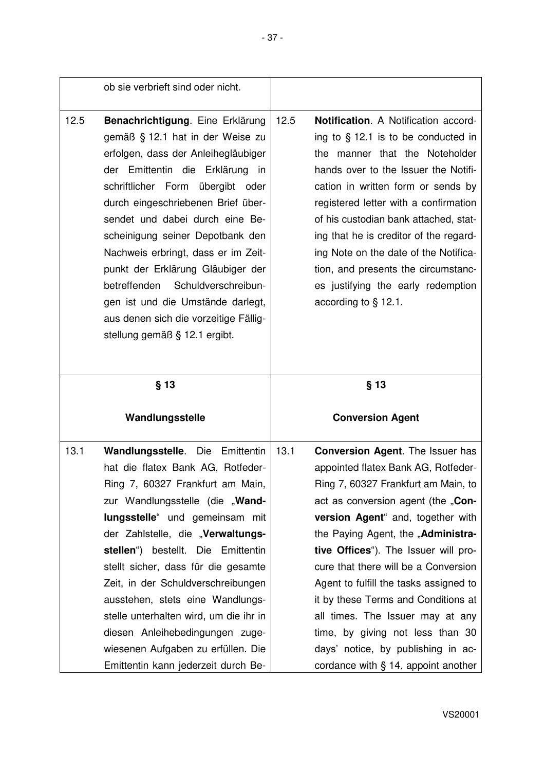| German | English |
| --- | --- |
| ob sie verbrieft sind oder nicht. | |
| 12.5 **Benachrichtigung**. Eine Erklärung gemäß § 12.1 hat in der Weise zu erfolgen, dass der Anleihegläubiger der Emittentin die Erklärung in schriftlicher Form übergibt oder durch eingeschriebenen Brief übersendet und dabei durch eine Bescheinigung seiner Depotbank den Nachweis erbringt, dass er im Zeitpunkt der Erklärung Gläubiger der betreffenden Schuldverschreibungen ist und die Umstände darlegt, aus denen sich die vorzeitige Fälligstellung gemäß § 12.1 ergibt. | 12.5 **Notification**. A Notification according to § 12.1 is to be conducted in the manner that the Noteholder hands over to the Issuer the Notification in written form or sends by registered letter with a confirmation of his custodian bank attached, stating that he is creditor of the regarding Note on the date of the Notification, and presents the circumstances justifying the early redemption according to § 12.1. |
| **§ 13**<br><br>**Wandlungsstelle** | **§ 13**<br><br>**Conversion Agent** |
| 13.1 **Wandlungsstelle**. Die Emittentin hat die flatex Bank AG, Rotfeder-Ring 7, 60327 Frankfurt am Main, zur Wandlungsstelle (die „**Wandlungsstelle**" und gemeinsam mit der Zahlstelle, die „**Verwaltungsstellen**") bestellt. Die Emittentin stellt sicher, dass für die gesamte Zeit, in der Schuldverschreibungen ausstehen, stets eine Wandlungsstelle unterhalten wird, um die ihr in diesen Anleihebedingungen zugewiesenen Aufgaben zu erfüllen. Die Emittentin kann jederzeit durch Be- | 13.1 **Conversion Agent**. The Issuer has appointed flatex Bank AG, Rotfeder-Ring 7, 60327 Frankfurt am Main, to act as conversion agent (the „**Conversion Agent**" and, together with the Paying Agent, the „**Administrative Offices**"). The Issuer will procure that there will be a Conversion Agent to fulfill the tasks assigned to it by these Terms and Conditions at all times. The Issuer may at any time, by giving not less than 30 days' notice, by publishing in accordance with § 14, appoint another |

VS20001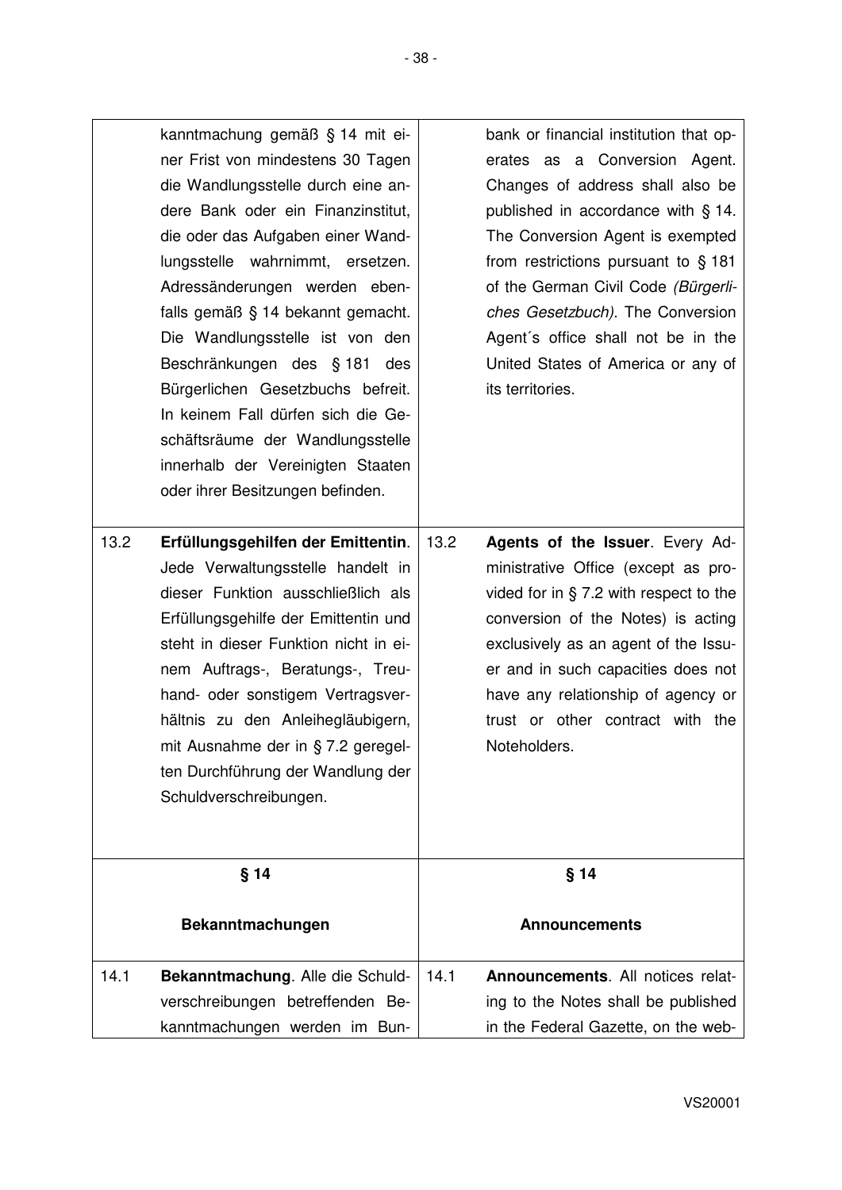| German | English |
|---|---|
| kanntmachung gemäß § 14 mit einer Frist von mindestens 30 Tagen die Wandlungsstelle durch eine andere Bank oder ein Finanzinstitut, die oder das Aufgaben einer Wandlungsstelle wahrnimmt, ersetzen. Adressänderungen werden ebenfalls gemäß § 14 bekannt gemacht. Die Wandlungsstelle ist von den Beschränkungen des § 181 des Bürgerlichen Gesetzbuchs befreit. In keinem Fall dürfen sich die Geschäftsräume der Wandlungsstelle innerhalb der Vereinigten Staaten oder ihrer Besitzungen befinden. | bank or financial institution that operates as a Conversion Agent. Changes of address shall also be published in accordance with § 14. The Conversion Agent is exempted from restrictions pursuant to § 181 of the German Civil Code *(Bürgerliches Gesetzbuch)*. The Conversion Agent´s office shall not be in the United States of America or any of its territories. |
| 13.2 **Erfüllungsgehilfen der Emittentin**. Jede Verwaltungsstelle handelt in dieser Funktion ausschließlich als Erfüllungsgehilfe der Emittentin und steht in dieser Funktion nicht in einem Auftrags-, Beratungs-, Treuhand- oder sonstigem Vertragsverhältnis zu den Anleihegläubigern, mit Ausnahme der in § 7.2 geregelten Durchführung der Wandlung der Schuldverschreibungen. | 13.2 **Agents of the Issuer**. Every Administrative Office (except as provided for in § 7.2 with respect to the conversion of the Notes) is acting exclusively as an agent of the Issuer and in such capacities does not have any relationship of agency or trust or other contract with the Noteholders. |
| **§ 14** **Bekanntmachungen** | **§ 14** **Announcements** |
| 14.1 **Bekanntmachung**. Alle die Schuldverschreibungen betreffenden Bekanntmachungen werden im Bun- | 14.1 **Announcements**. All notices relating to the Notes shall be published in the Federal Gazette, on the web- |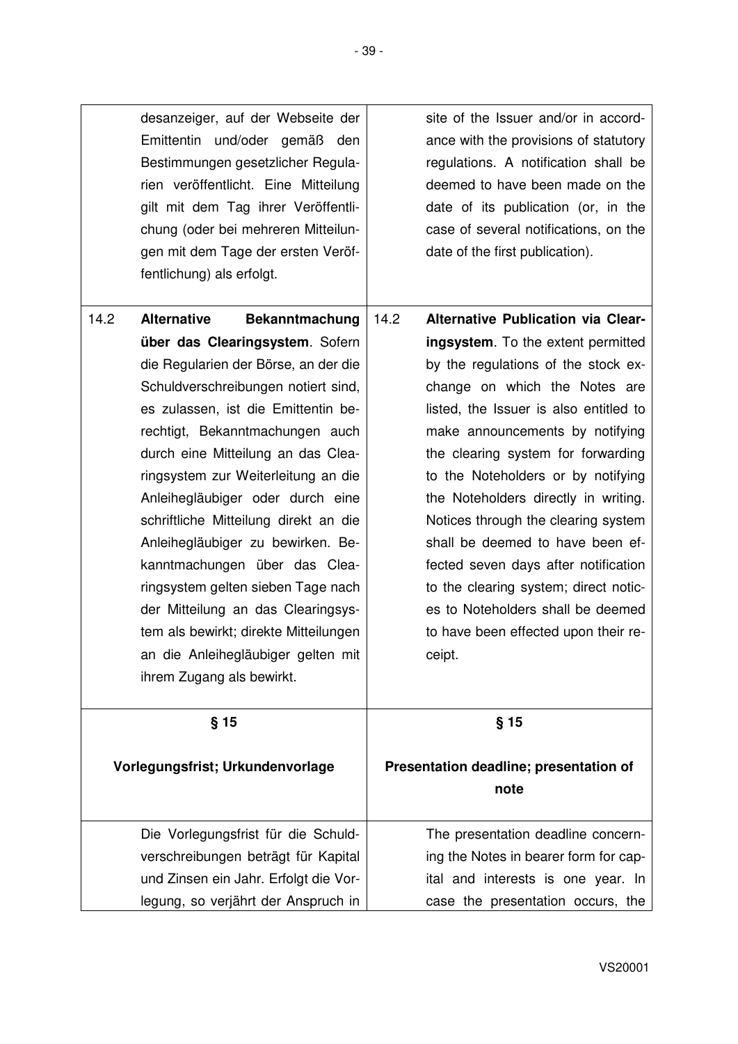| | |
|---|---|
| desanzeiger, auf der Webseite der Emittentin und/oder gemäß den Bestimmungen gesetzlicher Regularien veröffentlicht. Eine Mitteilung gilt mit dem Tag ihrer Veröffentlichung (oder bei mehreren Mitteilungen mit dem Tage der ersten Veröffentlichung) als erfolgt. | site of the Issuer and/or in accordance with the provisions of statutory regulations. A notification shall be deemed to have been made on the date of its publication (or, in the case of several notifications, on the date of the first publication). |
| 14.2 **Alternative Bekanntmachung über das Clearingsystem**. Sofern die Regularien der Börse, an der die Schuldverschreibungen notiert sind, es zulassen, ist die Emittentin berechtigt, Bekanntmachungen auch durch eine Mitteilung an das Clearingsystem zur Weiterleitung an die Anleihegläubiger oder durch eine schriftliche Mitteilung direkt an die Anleihegläubiger zu bewirken. Bekanntmachungen über das Clearingsystem gelten sieben Tage nach der Mitteilung an das Clearingsystem als bewirkt; direkte Mitteilungen an die Anleihegläubiger gelten mit ihrem Zugang als bewirkt. | 14.2 **Alternative Publication via Clearingsystem**. To the extent permitted by the regulations of the stock exchange on which the Notes are listed, the Issuer is also entitled to make announcements by notifying the clearing system for forwarding to the Noteholders or by notifying the Noteholders directly in writing. Notices through the clearing system shall be deemed to have been effected seven days after notification to the clearing system; direct notices to Noteholders shall be deemed to have been effected upon their receipt. |
| **§ 15**<br><br>**Vorlegungsfrist; Urkundenvorlage** | **§ 15**<br><br>**Presentation deadline; presentation of note** |
| Die Vorlegungsfrist für die Schuldverschreibungen beträgt für Kapital und Zinsen ein Jahr. Erfolgt die Vorlegung, so verjährt der Anspruch in | The presentation deadline concerning the Notes in bearer form for capital and interests is one year. In case the presentation occurs, the |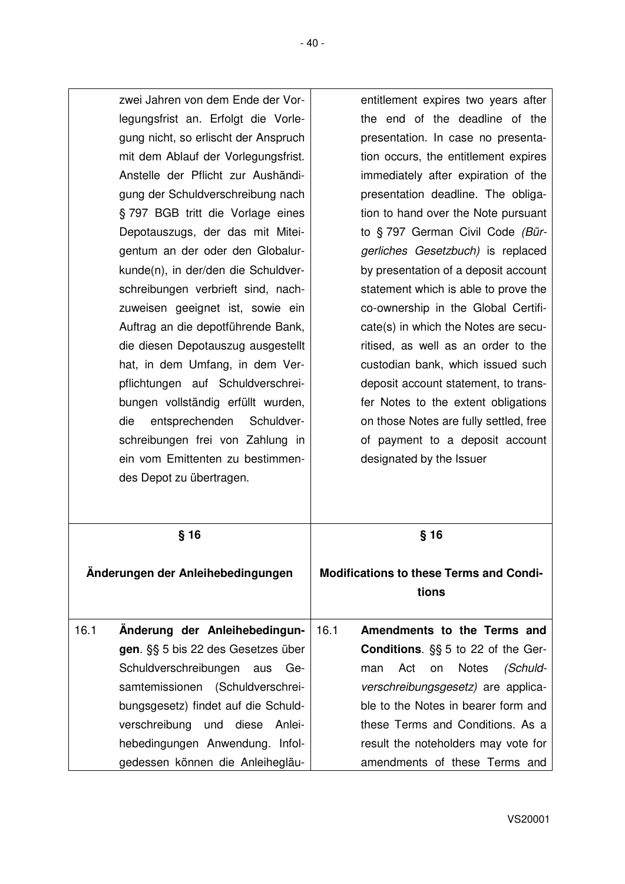| | |
|---|---|
| zwei Jahren von dem Ende der Vorlegungsfrist an. Erfolgt die Vorlegung nicht, so erlischt der Anspruch mit dem Ablauf der Vorlegungsfrist. Anstelle der Pflicht zur Aushändigung der Schuldverschreibung nach § 797 BGB tritt die Vorlage eines Depotauszugs, der das mit Miteigentum an der oder den Globalurkunde(n), in der/den die Schuldverschreibungen verbrieft sind, nachzuweisen geeignet ist, sowie ein Auftrag an die depotführende Bank, die diesen Depotauszug ausgestellt hat, in dem Umfang, in dem Verpflichtungen auf Schuldverschreibungen vollständig erfüllt wurden, die entsprechenden Schuldverschreibungen frei von Zahlung in ein vom Emittenten zu bestimmendes Depot zu übertragen. | entitlement expires two years after the end of the deadline of the presentation. In case no presentation occurs, the entitlement expires immediately after expiration of the presentation deadline. The obligation to hand over the Note pursuant to § 797 German Civil Code *(Bürgerliches Gesetzbuch)* is replaced by presentation of a deposit account statement which is able to prove the co-ownership in the Global Certificate(s) in which the Notes are securitised, as well as an order to the custodian bank, which issued such deposit account statement, to transfer Notes to the extent obligations on those Notes are fully settled, free of payment to a deposit account designated by the Issuer |
| **§ 16**<br><br>**Änderungen der Anleihebedingungen** | **§ 16**<br><br>**Modifications to these Terms and Conditions** |
| 16.1 **Änderung der Anleihebedingungen**. §§ 5 bis 22 des Gesetzes über Schuldverschreibungen aus Gesamtemissionen (Schuldverschreibungsgesetz) findet auf die Schuldverschreibung und diese Anleihebedingungen Anwendung. Infolgedessen können die Anleihegläu- | 16.1 **Amendments to the Terms and Conditions**. §§ 5 to 22 of the German Act on Notes *(Schuldverschreibungsgesetz)* are applicable to the Notes in bearer form and these Terms and Conditions. As a result the noteholders may vote for amendments of these Terms and |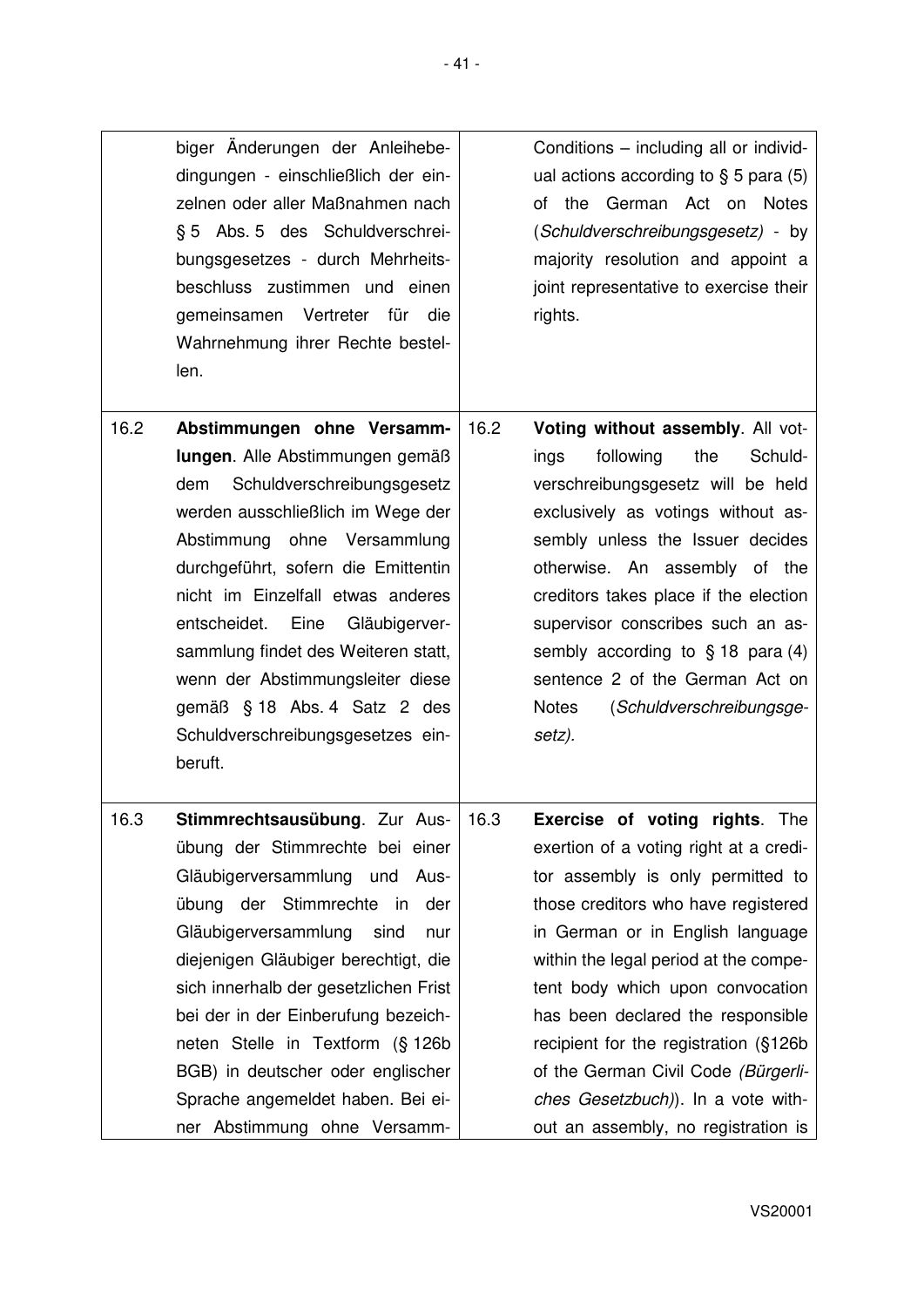| | | | |
|---|---|---|---|
| | biger Änderungen der Anleihebedingungen - einschließlich der einzelnen oder aller Maßnahmen nach § 5 Abs. 5 des Schuldverschreibungsgesetzes - durch Mehrheitsbeschluss zustimmen und einen gemeinsamen Vertreter für die Wahrnehmung ihrer Rechte bestellen. | | Conditions – including all or individual actions according to § 5 para (5) of the German Act on Notes (*Schuldverschreibungsgesetz)* - by majority resolution and appoint a joint representative to exercise their rights. |
| 16.2 | **Abstimmungen ohne Versammlungen**. Alle Abstimmungen gemäß dem Schuldverschreibungsgesetz werden ausschließlich im Wege der Abstimmung ohne Versammlung durchgeführt, sofern die Emittentin nicht im Einzelfall etwas anderes entscheidet. Eine Gläubigerversammlung findet des Weiteren statt, wenn der Abstimmungsleiter diese gemäß § 18 Abs. 4 Satz 2 des Schuldverschreibungsgesetzes einberuft. | 16.2 | **Voting without assembly**. All votings following the Schuldverschreibungsgesetz will be held exclusively as votings without assembly unless the Issuer decides otherwise. An assembly of the creditors takes place if the election supervisor conscribes such an assembly according to § 18 para (4) sentence 2 of the German Act on Notes (*Schuldverschreibungsgesetz).* |
| 16.3 | **Stimmrechtsausübung**. Zur Ausübung der Stimmrechte bei einer Gläubigerversammlung und Ausübung der Stimmrechte in der Gläubigerversammlung sind nur diejenigen Gläubiger berechtigt, die sich innerhalb der gesetzlichen Frist bei der in der Einberufung bezeichneten Stelle in Textform (§ 126b BGB) in deutscher oder englischer Sprache angemeldet haben. Bei einer Abstimmung ohne Versamm- | 16.3 | **Exercise of voting rights**. The exertion of a voting right at a creditor assembly is only permitted to those creditors who have registered in German or in English language within the legal period at the competent body which upon convocation has been declared the responsible recipient for the registration (§126b of the German Civil Code *(Bürgerliches Gesetzbuch)*). In a vote without an assembly, no registration is |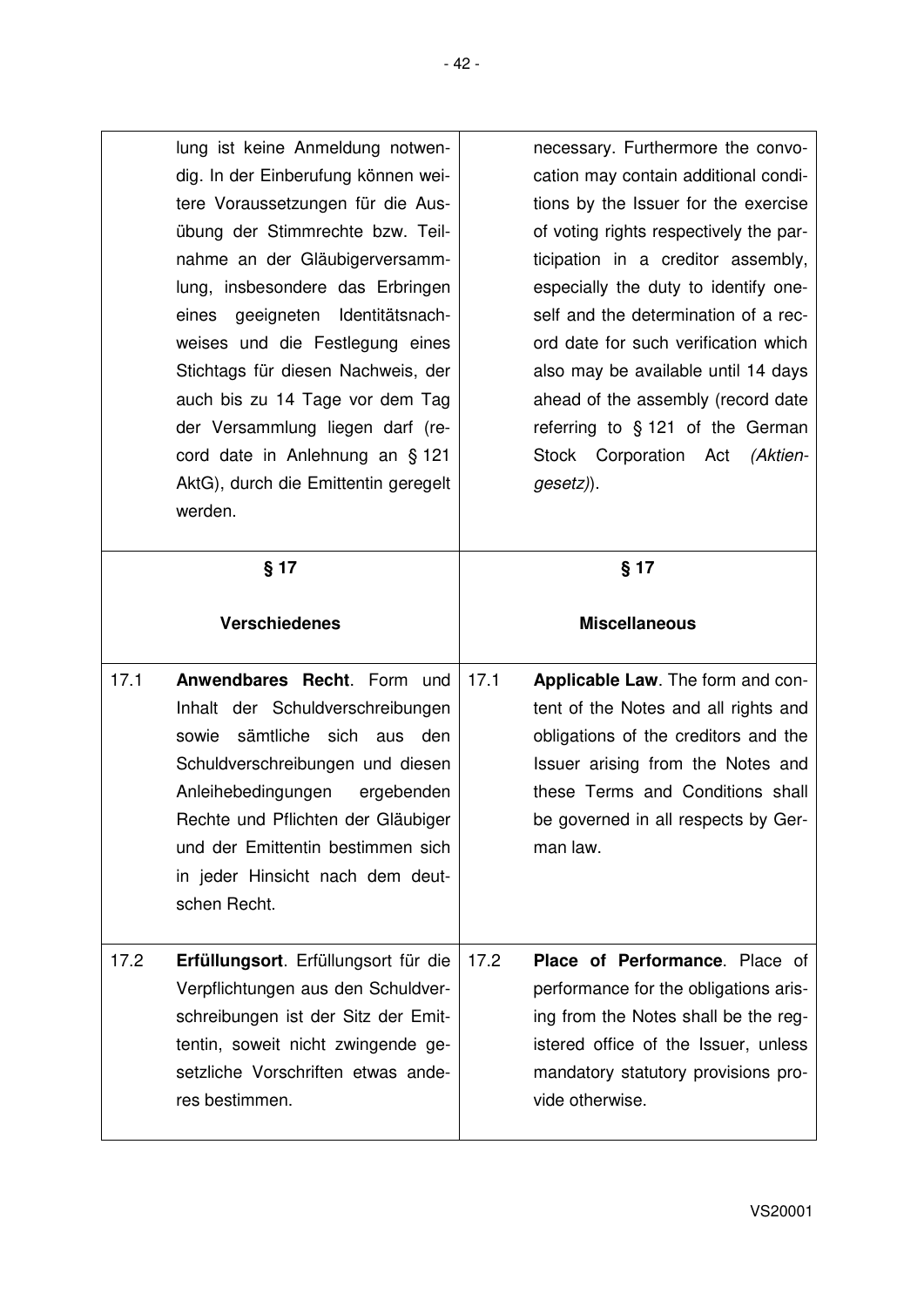| German | English |
|---|---|
| lung ist keine Anmeldung notwendig. In der Einberufung können weitere Voraussetzungen für die Ausübung der Stimmrechte bzw. Teilnahme an der Gläubigerversammlung, insbesondere das Erbringen eines geeigneten Identitätsnachweises und die Festlegung eines Stichtags für diesen Nachweis, der auch bis zu 14 Tage vor dem Tag der Versammlung liegen darf (record date in Anlehnung an § 121 AktG), durch die Emittentin geregelt werden. | necessary. Furthermore the convocation may contain additional conditions by the Issuer for the exercise of voting rights respectively the participation in a creditor assembly, especially the duty to identify oneself and the determination of a record date for such verification which also may be available until 14 days ahead of the assembly (record date referring to § 121 of the German Stock Corporation Act *(Aktiengesetz)*). |
| **§ 17**<br><br>**Verschiedenes** | **§ 17**<br><br>**Miscellaneous** |
| 17.1 **Anwendbares Recht**. Form und Inhalt der Schuldverschreibungen sowie sämtliche sich aus den Schuldverschreibungen und diesen Anleihebedingungen ergebenden Rechte und Pflichten der Gläubiger und der Emittentin bestimmen sich in jeder Hinsicht nach dem deutschen Recht. | 17.1 **Applicable Law**. The form and content of the Notes and all rights and obligations of the creditors and the Issuer arising from the Notes and these Terms and Conditions shall be governed in all respects by German law. |
| 17.2 **Erfüllungsort**. Erfüllungsort für die Verpflichtungen aus den Schuldverschreibungen ist der Sitz der Emittentin, soweit nicht zwingende gesetzliche Vorschriften etwas anderes bestimmen. | 17.2 **Place of Performance**. Place of performance for the obligations arising from the Notes shall be the registered office of the Issuer, unless mandatory statutory provisions provide otherwise. |

VS20001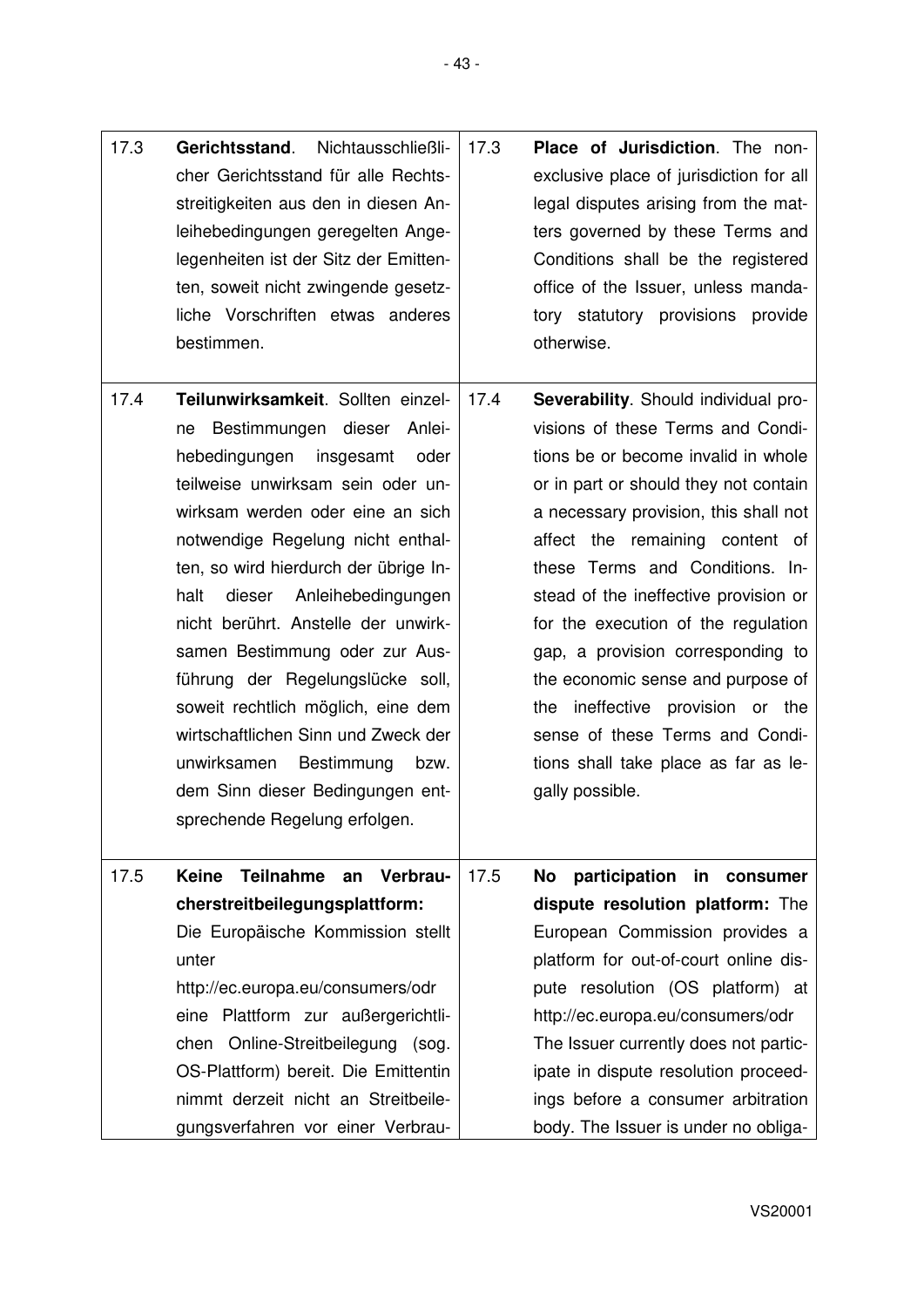| | | | |
|---|---|---|---|
| 17.3 | **Gerichtsstand**. Nichtausschließlicher Gerichtsstand für alle Rechtsstreitigkeiten aus den in diesen Anleihebedingungen geregelten Angelegenheiten ist der Sitz der Emittenten, soweit nicht zwingende gesetzliche Vorschriften etwas anderes bestimmen. | 17.3 | **Place of Jurisdiction**. The non-exclusive place of jurisdiction for all legal disputes arising from the matters governed by these Terms and Conditions shall be the registered office of the Issuer, unless mandatory statutory provisions provide otherwise. |
| 17.4 | **Teilunwirksamkeit**. Sollten einzelne Bestimmungen dieser Anleihebedingungen insgesamt oder teilweise unwirksam sein oder unwirksam werden oder eine an sich notwendige Regelung nicht enthalten, so wird hierdurch der übrige Inhalt dieser Anleihebedingungen nicht berührt. Anstelle der unwirksamen Bestimmung oder zur Ausführung der Regelungslücke soll, soweit rechtlich möglich, eine dem wirtschaftlichen Sinn und Zweck der unwirksamen Bestimmung bzw. dem Sinn dieser Bedingungen entsprechende Regelung erfolgen. | 17.4 | **Severability**. Should individual provisions of these Terms and Conditions be or become invalid in whole or in part or should they not contain a necessary provision, this shall not affect the remaining content of these Terms and Conditions. Instead of the ineffective provision or for the execution of the regulation gap, a provision corresponding to the economic sense and purpose of the ineffective provision or the sense of these Terms and Conditions shall take place as far as legally possible. |
| 17.5 | **Keine Teilnahme an Verbraucherstreitbeilegungsplattform:** Die Europäische Kommission stellt unter http://ec.europa.eu/consumers/odr eine Plattform zur außergerichtlichen Online-Streitbeilegung (sog. OS-Plattform) bereit. Die Emittentin nimmt derzeit nicht an Streitbeilegungsverfahren vor einer Verbrau- | 17.5 | **No participation in consumer dispute resolution platform:** The European Commission provides a platform for out-of-court online dispute resolution (OS platform) at http://ec.europa.eu/consumers/odr The Issuer currently does not participate in dispute resolution proceedings before a consumer arbitration body. The Issuer is under no obliga- |

VS20001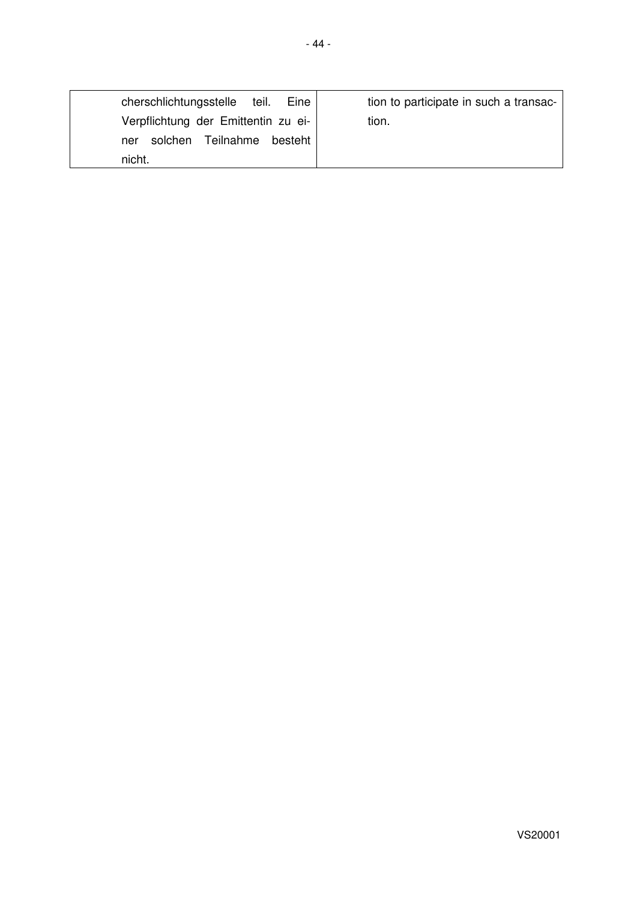| | |
|---|---|
| cherschlichtungsstelle teil. Eine Verpflichtung der Emittentin zu einer solchen Teilnahme besteht nicht. | tion to participate in such a transaction. |

VS20001